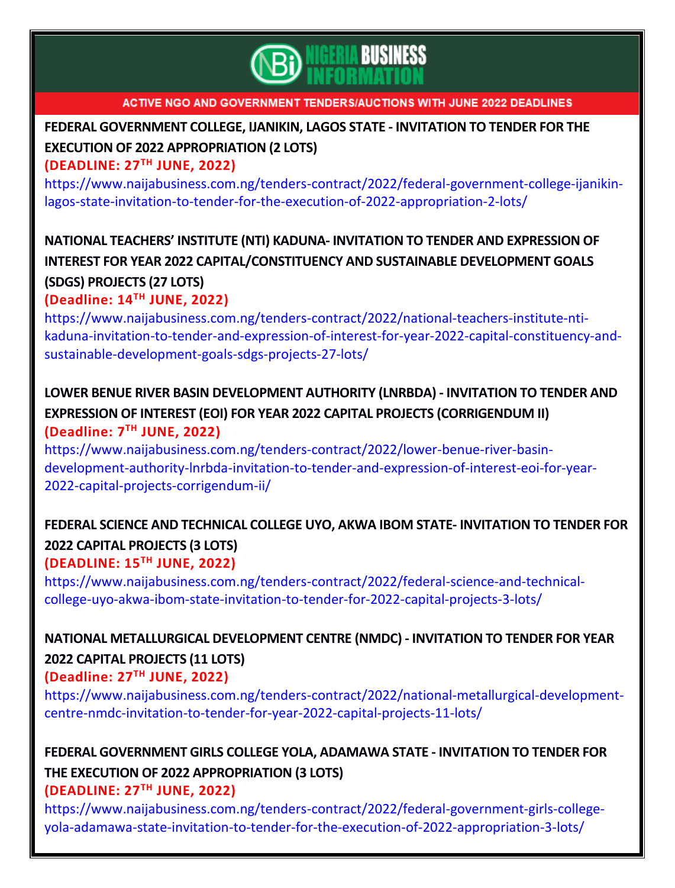NIGERIA BUSINESS INFORMATION

ACTIVE NGO AND GOVERNMENT TENDERS/AUCTIONS WITH JUNE 2022 DEADLINES

**FEDERAL GOVERNMENT COLLEGE, IJANIKIN, LAGOS STATE - INVITATION TO TENDER FOR THE EXECUTION OF 2022 APPROPRIATION (2 LOTS)**

**(DEADLINE: 27TH JUNE, 2022)**

https://www.naijabusiness.com.ng/tenders-contract/2022/federal-government-college-ijanikin-lagos-state-invitation-to-tender-for-the-execution-of-2022-appropriation-2-lots/

**NATIONAL TEACHERS' INSTITUTE (NTI) KADUNA- INVITATION TO TENDER AND EXPRESSION OF INTEREST FOR YEAR 2022 CAPITAL/CONSTITUENCY AND SUSTAINABLE DEVELOPMENT GOALS (SDGS) PROJECTS (27 LOTS)**

**(Deadline: 14TH JUNE, 2022)**

https://www.naijabusiness.com.ng/tenders-contract/2022/national-teachers-institute-nti-kaduna-invitation-to-tender-and-expression-of-interest-for-year-2022-capital-constituency-and-sustainable-development-goals-sdgs-projects-27-lots/

**LOWER BENUE RIVER BASIN DEVELOPMENT AUTHORITY (LNRBDA) - INVITATION TO TENDER AND EXPRESSION OF INTEREST (EOI) FOR YEAR 2022 CAPITAL PROJECTS (CORRIGENDUM II)**

**(Deadline: 7TH JUNE, 2022)**

https://www.naijabusiness.com.ng/tenders-contract/2022/lower-benue-river-basin-development-authority-lnrbda-invitation-to-tender-and-expression-of-interest-eoi-for-year-2022-capital-projects-corrigendum-ii/

**FEDERAL SCIENCE AND TECHNICAL COLLEGE UYO, AKWA IBOM STATE- INVITATION TO TENDER FOR 2022 CAPITAL PROJECTS (3 LOTS)**

**(DEADLINE: 15TH JUNE, 2022)**

https://www.naijabusiness.com.ng/tenders-contract/2022/federal-science-and-technical-college-uyo-akwa-ibom-state-invitation-to-tender-for-2022-capital-projects-3-lots/

**NATIONAL METALLURGICAL DEVELOPMENT CENTRE (NMDC) - INVITATION TO TENDER FOR YEAR 2022 CAPITAL PROJECTS (11 LOTS)**

**(Deadline: 27TH JUNE, 2022)**

https://www.naijabusiness.com.ng/tenders-contract/2022/national-metallurgical-development-centre-nmdc-invitation-to-tender-for-year-2022-capital-projects-11-lots/

**FEDERAL GOVERNMENT GIRLS COLLEGE YOLA, ADAMAWA STATE - INVITATION TO TENDER FOR THE EXECUTION OF 2022 APPROPRIATION (3 LOTS)**

**(DEADLINE: 27TH JUNE, 2022)**

https://www.naijabusiness.com.ng/tenders-contract/2022/federal-government-girls-college-yola-adamawa-state-invitation-to-tender-for-the-execution-of-2022-appropriation-3-lots/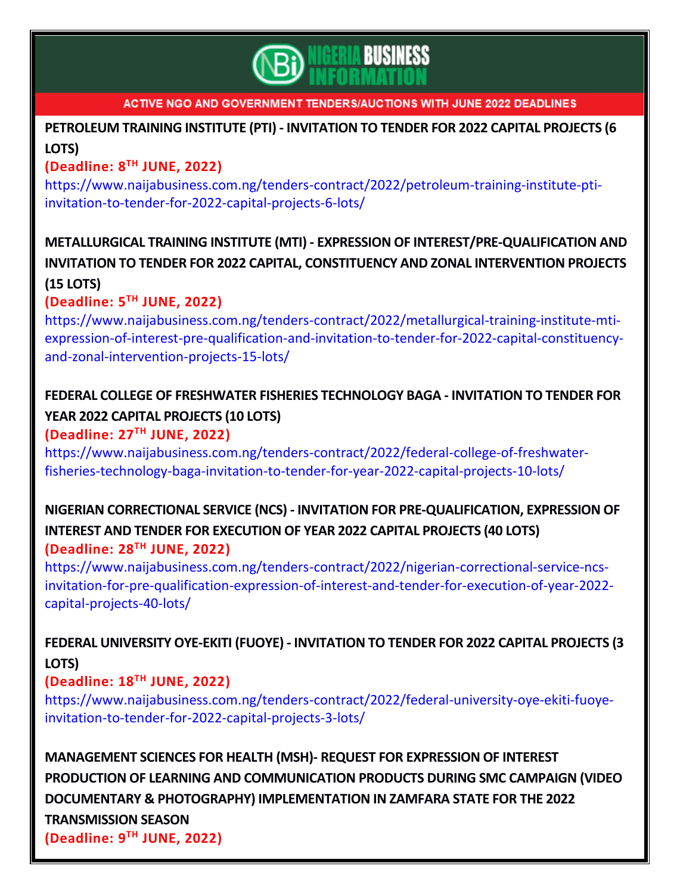NIGERIA BUSINESS INFORMATION

ACTIVE NGO AND GOVERNMENT TENDERS/AUCTIONS WITH JUNE 2022 DEADLINES

**PETROLEUM TRAINING INSTITUTE (PTI) - INVITATION TO TENDER FOR 2022 CAPITAL PROJECTS (6 LOTS)**

**(Deadline: 8TH JUNE, 2022)**

https://www.naijabusiness.com.ng/tenders-contract/2022/petroleum-training-institute-pti-invitation-to-tender-for-2022-capital-projects-6-lots/

**METALLURGICAL TRAINING INSTITUTE (MTI) - EXPRESSION OF INTEREST/PRE-QUALIFICATION AND INVITATION TO TENDER FOR 2022 CAPITAL, CONSTITUENCY AND ZONAL INTERVENTION PROJECTS (15 LOTS)**

**(Deadline: 5TH JUNE, 2022)**

https://www.naijabusiness.com.ng/tenders-contract/2022/metallurgical-training-institute-mti-expression-of-interest-pre-qualification-and-invitation-to-tender-for-2022-capital-constituency-and-zonal-intervention-projects-15-lots/

**FEDERAL COLLEGE OF FRESHWATER FISHERIES TECHNOLOGY BAGA - INVITATION TO TENDER FOR YEAR 2022 CAPITAL PROJECTS (10 LOTS)**

**(Deadline: 27TH JUNE, 2022)**

https://www.naijabusiness.com.ng/tenders-contract/2022/federal-college-of-freshwater-fisheries-technology-baga-invitation-to-tender-for-year-2022-capital-projects-10-lots/

**NIGERIAN CORRECTIONAL SERVICE (NCS) - INVITATION FOR PRE-QUALIFICATION, EXPRESSION OF INTEREST AND TENDER FOR EXECUTION OF YEAR 2022 CAPITAL PROJECTS (40 LOTS)**

**(Deadline: 28TH JUNE, 2022)**

https://www.naijabusiness.com.ng/tenders-contract/2022/nigerian-correctional-service-ncs-invitation-for-pre-qualification-expression-of-interest-and-tender-for-execution-of-year-2022-capital-projects-40-lots/

**FEDERAL UNIVERSITY OYE-EKITI (FUOYE) - INVITATION TO TENDER FOR 2022 CAPITAL PROJECTS (3 LOTS)**

**(Deadline: 18TH JUNE, 2022)**

https://www.naijabusiness.com.ng/tenders-contract/2022/federal-university-oye-ekiti-fuoye-invitation-to-tender-for-2022-capital-projects-3-lots/

**MANAGEMENT SCIENCES FOR HEALTH (MSH)- REQUEST FOR EXPRESSION OF INTEREST PRODUCTION OF LEARNING AND COMMUNICATION PRODUCTS DURING SMC CAMPAIGN (VIDEO DOCUMENTARY & PHOTOGRAPHY) IMPLEMENTATION IN ZAMFARA STATE FOR THE 2022 TRANSMISSION SEASON**

**(Deadline: 9TH JUNE, 2022)**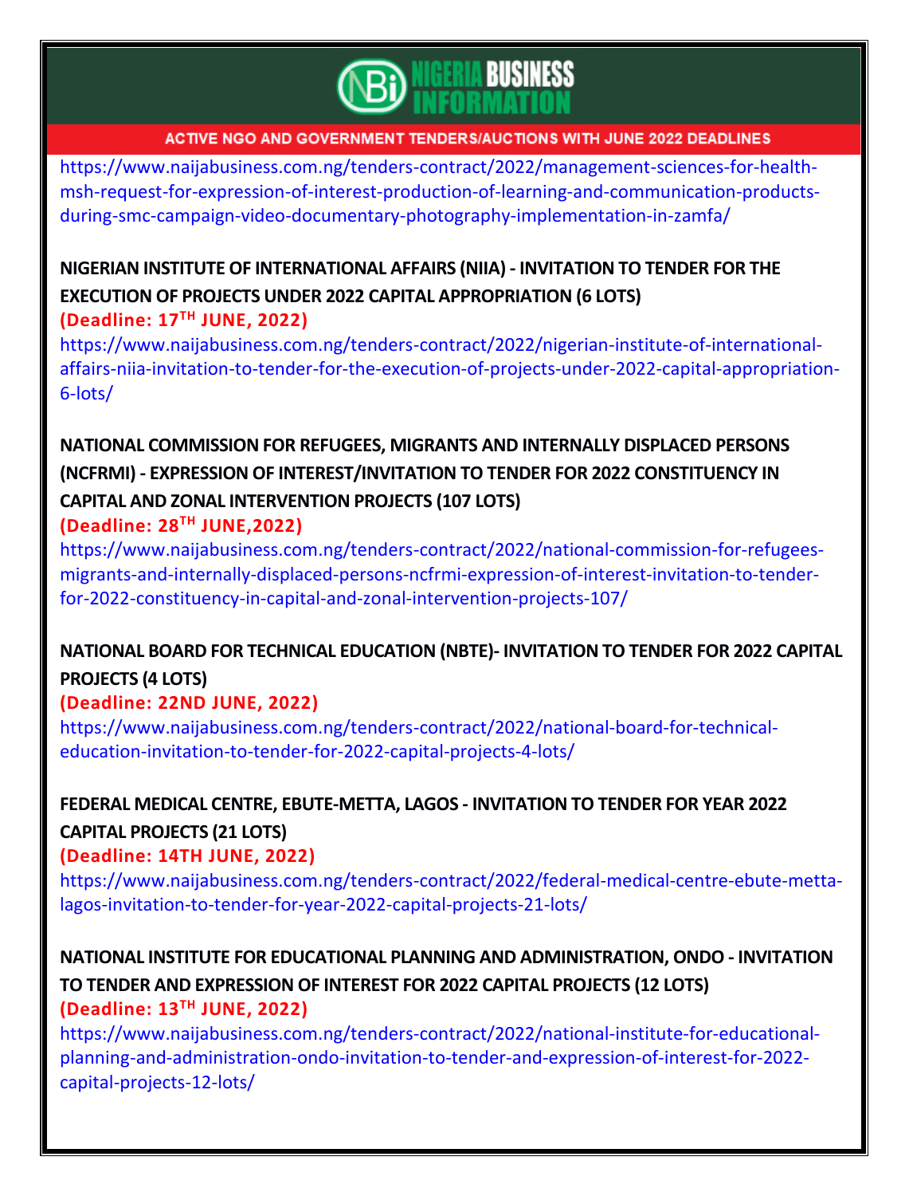https://www.naijabusiness.com.ng/tenders-contract/2022/management-sciences-for-health-msh-request-for-expression-of-interest-production-of-learning-and-communication-products-during-smc-campaign-video-documentary-photography-implementation-in-zamfa/

**NIGERIAN INSTITUTE OF INTERNATIONAL AFFAIRS (NIIA) - INVITATION TO TENDER FOR THE EXECUTION OF PROJECTS UNDER 2022 CAPITAL APPROPRIATION (6 LOTS)**

**(Deadline: 17TH JUNE, 2022)**

https://www.naijabusiness.com.ng/tenders-contract/2022/nigerian-institute-of-international-affairs-niia-invitation-to-tender-for-the-execution-of-projects-under-2022-capital-appropriation-6-lots/

**NATIONAL COMMISSION FOR REFUGEES, MIGRANTS AND INTERNALLY DISPLACED PERSONS (NCFRMI) - EXPRESSION OF INTEREST/INVITATION TO TENDER FOR 2022 CONSTITUENCY IN CAPITAL AND ZONAL INTERVENTION PROJECTS (107 LOTS)**

**(Deadline: 28TH JUNE,2022)**

https://www.naijabusiness.com.ng/tenders-contract/2022/national-commission-for-refugees-migrants-and-internally-displaced-persons-ncfrmi-expression-of-interest-invitation-to-tender-for-2022-constituency-in-capital-and-zonal-intervention-projects-107/

**NATIONAL BOARD FOR TECHNICAL EDUCATION (NBTE)- INVITATION TO TENDER FOR 2022 CAPITAL PROJECTS (4 LOTS)**

**(Deadline: 22ND JUNE, 2022)**

https://www.naijabusiness.com.ng/tenders-contract/2022/national-board-for-technical-education-invitation-to-tender-for-2022-capital-projects-4-lots/

**FEDERAL MEDICAL CENTRE, EBUTE-METTA, LAGOS - INVITATION TO TENDER FOR YEAR 2022 CAPITAL PROJECTS (21 LOTS)**

**(Deadline: 14TH JUNE, 2022)**

https://www.naijabusiness.com.ng/tenders-contract/2022/federal-medical-centre-ebute-metta-lagos-invitation-to-tender-for-year-2022-capital-projects-21-lots/

**NATIONAL INSTITUTE FOR EDUCATIONAL PLANNING AND ADMINISTRATION, ONDO - INVITATION TO TENDER AND EXPRESSION OF INTEREST FOR 2022 CAPITAL PROJECTS (12 LOTS)**

**(Deadline: 13TH JUNE, 2022)**

https://www.naijabusiness.com.ng/tenders-contract/2022/national-institute-for-educational-planning-and-administration-ondo-invitation-to-tender-and-expression-of-interest-for-2022-capital-projects-12-lots/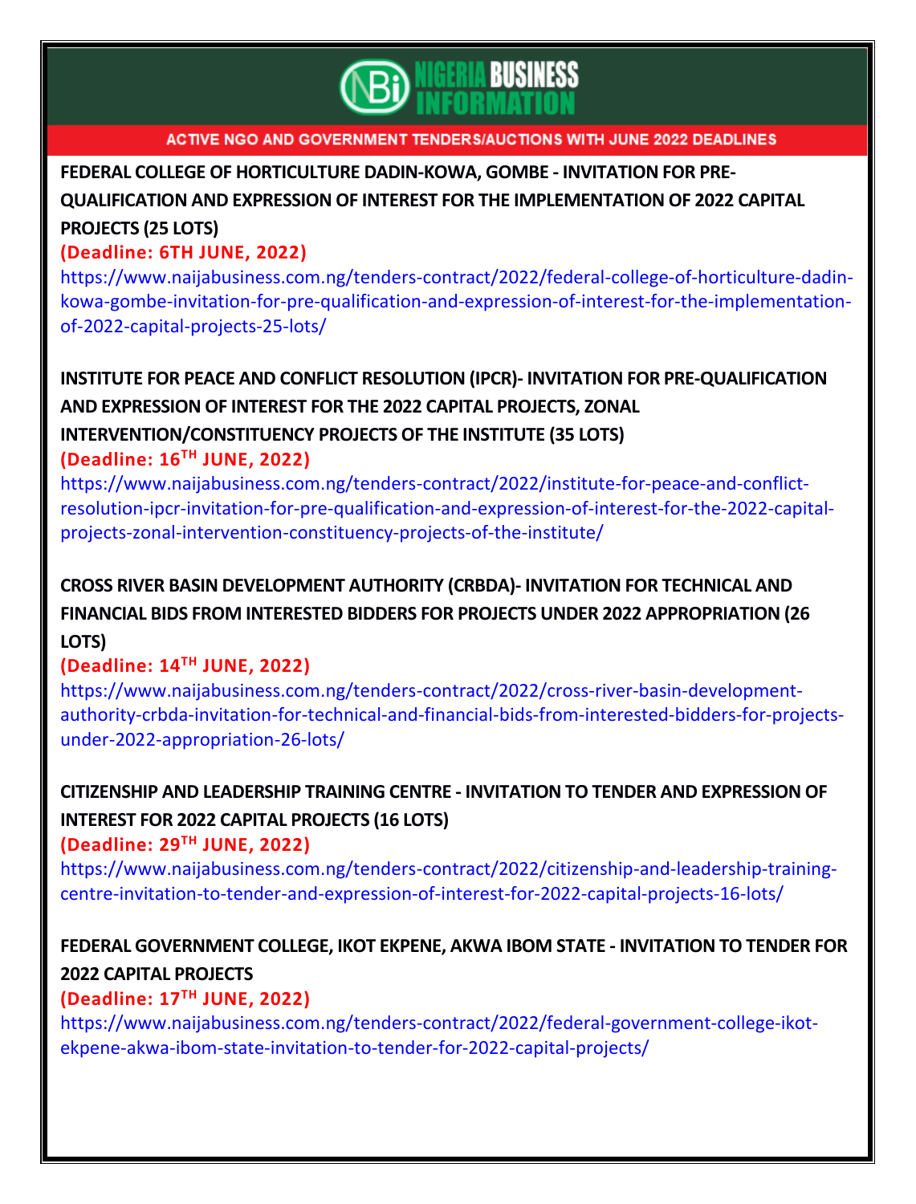ACTIVE NGO AND GOVERNMENT TENDERS/AUCTIONS WITH JUNE 2022 DEADLINES

**FEDERAL COLLEGE OF HORTICULTURE DADIN-KOWA, GOMBE - INVITATION FOR PRE-QUALIFICATION AND EXPRESSION OF INTEREST FOR THE IMPLEMENTATION OF 2022 CAPITAL PROJECTS (25 LOTS)**

**(Deadline: 6TH JUNE, 2022)**

https://www.naijabusiness.com.ng/tenders-contract/2022/federal-college-of-horticulture-dadin-kowa-gombe-invitation-for-pre-qualification-and-expression-of-interest-for-the-implementation-of-2022-capital-projects-25-lots/

**INSTITUTE FOR PEACE AND CONFLICT RESOLUTION (IPCR)- INVITATION FOR PRE-QUALIFICATION AND EXPRESSION OF INTEREST FOR THE 2022 CAPITAL PROJECTS, ZONAL INTERVENTION/CONSTITUENCY PROJECTS OF THE INSTITUTE (35 LOTS)**

**(Deadline: 16TH JUNE, 2022)**

https://www.naijabusiness.com.ng/tenders-contract/2022/institute-for-peace-and-conflict-resolution-ipcr-invitation-for-pre-qualification-and-expression-of-interest-for-the-2022-capital-projects-zonal-intervention-constituency-projects-of-the-institute/

**CROSS RIVER BASIN DEVELOPMENT AUTHORITY (CRBDA)- INVITATION FOR TECHNICAL AND FINANCIAL BIDS FROM INTERESTED BIDDERS FOR PROJECTS UNDER 2022 APPROPRIATION (26 LOTS)**

**(Deadline: 14TH JUNE, 2022)**

https://www.naijabusiness.com.ng/tenders-contract/2022/cross-river-basin-development-authority-crbda-invitation-for-technical-and-financial-bids-from-interested-bidders-for-projects-under-2022-appropriation-26-lots/

**CITIZENSHIP AND LEADERSHIP TRAINING CENTRE - INVITATION TO TENDER AND EXPRESSION OF INTEREST FOR 2022 CAPITAL PROJECTS (16 LOTS)**

**(Deadline: 29TH JUNE, 2022)**

https://www.naijabusiness.com.ng/tenders-contract/2022/citizenship-and-leadership-training-centre-invitation-to-tender-and-expression-of-interest-for-2022-capital-projects-16-lots/

**FEDERAL GOVERNMENT COLLEGE, IKOT EKPENE, AKWA IBOM STATE - INVITATION TO TENDER FOR 2022 CAPITAL PROJECTS**

**(Deadline: 17TH JUNE, 2022)**

https://www.naijabusiness.com.ng/tenders-contract/2022/federal-government-college-ikot-ekpene-akwa-ibom-state-invitation-to-tender-for-2022-capital-projects/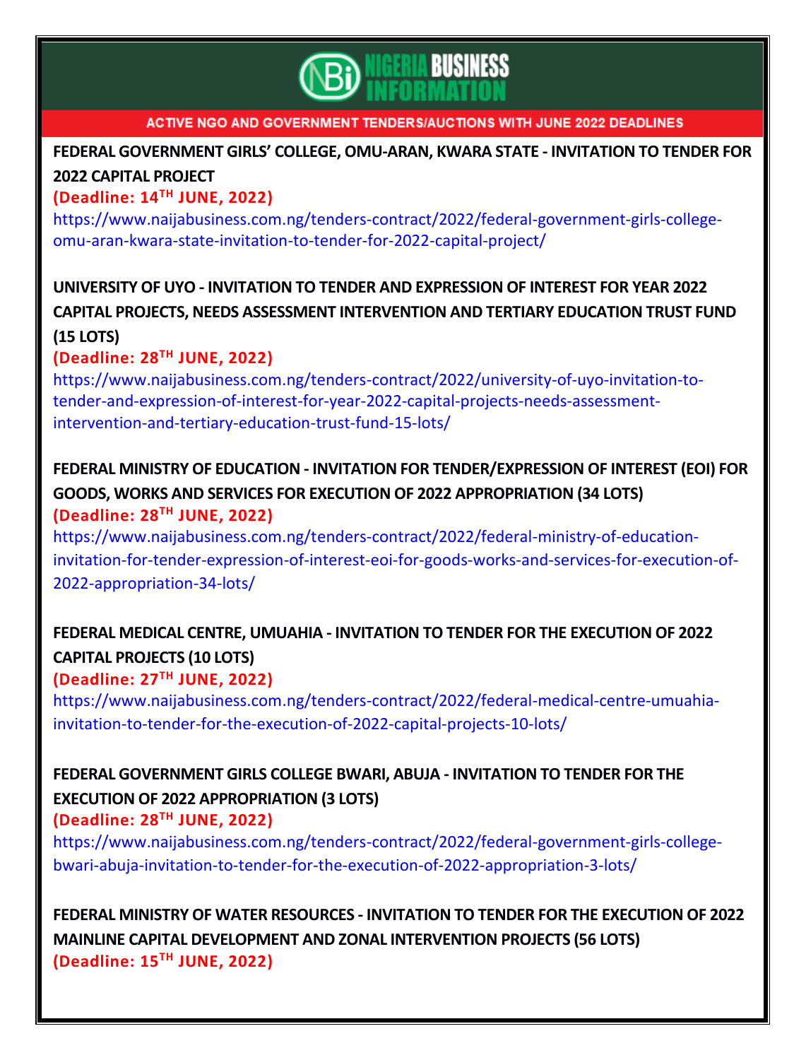**ACTIVE NGO AND GOVERNMENT TENDERS/AUCTIONS WITH JUNE 2022 DEADLINES**

**FEDERAL GOVERNMENT GIRLS' COLLEGE, OMU-ARAN, KWARA STATE - INVITATION TO TENDER FOR 2022 CAPITAL PROJECT**

**(Deadline: 14TH JUNE, 2022)**

https://www.naijabusiness.com.ng/tenders-contract/2022/federal-government-girls-college-omu-aran-kwara-state-invitation-to-tender-for-2022-capital-project/

**UNIVERSITY OF UYO - INVITATION TO TENDER AND EXPRESSION OF INTEREST FOR YEAR 2022 CAPITAL PROJECTS, NEEDS ASSESSMENT INTERVENTION AND TERTIARY EDUCATION TRUST FUND (15 LOTS)**

**(Deadline: 28TH JUNE, 2022)**

https://www.naijabusiness.com.ng/tenders-contract/2022/university-of-uyo-invitation-to-tender-and-expression-of-interest-for-year-2022-capital-projects-needs-assessment-intervention-and-tertiary-education-trust-fund-15-lots/

**FEDERAL MINISTRY OF EDUCATION - INVITATION FOR TENDER/EXPRESSION OF INTEREST (EOI) FOR GOODS, WORKS AND SERVICES FOR EXECUTION OF 2022 APPROPRIATION (34 LOTS)**

**(Deadline: 28TH JUNE, 2022)**

https://www.naijabusiness.com.ng/tenders-contract/2022/federal-ministry-of-education-invitation-for-tender-expression-of-interest-eoi-for-goods-works-and-services-for-execution-of-2022-appropriation-34-lots/

**FEDERAL MEDICAL CENTRE, UMUAHIA - INVITATION TO TENDER FOR THE EXECUTION OF 2022 CAPITAL PROJECTS (10 LOTS)**

**(Deadline: 27TH JUNE, 2022)**

https://www.naijabusiness.com.ng/tenders-contract/2022/federal-medical-centre-umuahia-invitation-to-tender-for-the-execution-of-2022-capital-projects-10-lots/

**FEDERAL GOVERNMENT GIRLS COLLEGE BWARI, ABUJA - INVITATION TO TENDER FOR THE EXECUTION OF 2022 APPROPRIATION (3 LOTS)**

**(Deadline: 28TH JUNE, 2022)**

https://www.naijabusiness.com.ng/tenders-contract/2022/federal-government-girls-college-bwari-abuja-invitation-to-tender-for-the-execution-of-2022-appropriation-3-lots/

**FEDERAL MINISTRY OF WATER RESOURCES - INVITATION TO TENDER FOR THE EXECUTION OF 2022 MAINLINE CAPITAL DEVELOPMENT AND ZONAL INTERVENTION PROJECTS (56 LOTS)**

**(Deadline: 15TH JUNE, 2022)**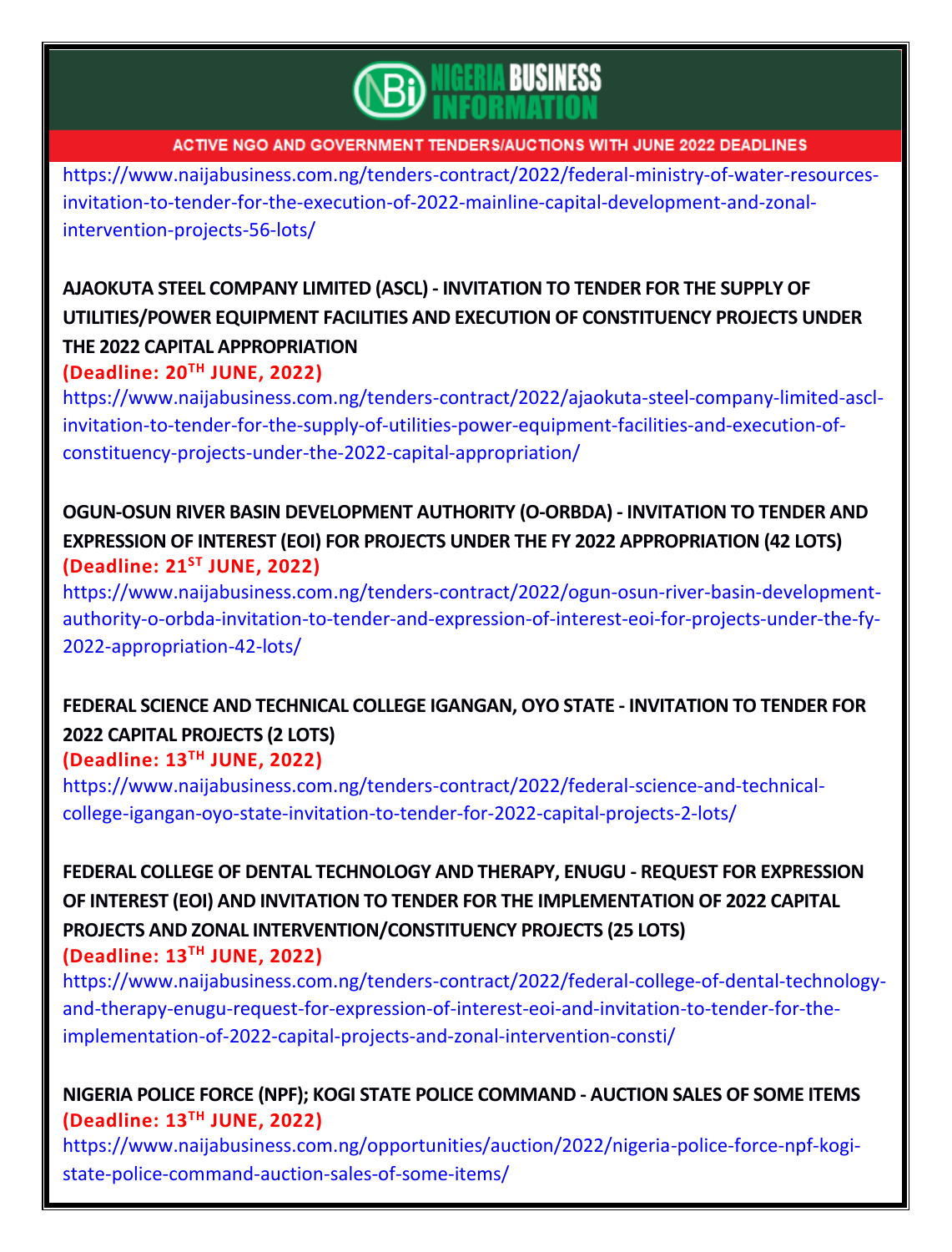https://www.naijabusiness.com.ng/tenders-contract/2022/federal-ministry-of-water-resources-invitation-to-tender-for-the-execution-of-2022-mainline-capital-development-and-zonal-intervention-projects-56-lots/

**AJAOKUTA STEEL COMPANY LIMITED (ASCL) - INVITATION TO TENDER FOR THE SUPPLY OF UTILITIES/POWER EQUIPMENT FACILITIES AND EXECUTION OF CONSTITUENCY PROJECTS UNDER THE 2022 CAPITAL APPROPRIATION**

**(Deadline: 20TH JUNE, 2022)**

https://www.naijabusiness.com.ng/tenders-contract/2022/ajaokuta-steel-company-limited-ascl-invitation-to-tender-for-the-supply-of-utilities-power-equipment-facilities-and-execution-of-constituency-projects-under-the-2022-capital-appropriation/

**OGUN-OSUN RIVER BASIN DEVELOPMENT AUTHORITY (O-ORBDA) - INVITATION TO TENDER AND EXPRESSION OF INTEREST (EOI) FOR PROJECTS UNDER THE FY 2022 APPROPRIATION (42 LOTS)**

**(Deadline: 21ST JUNE, 2022)**

https://www.naijabusiness.com.ng/tenders-contract/2022/ogun-osun-river-basin-development-authority-o-orbda-invitation-to-tender-and-expression-of-interest-eoi-for-projects-under-the-fy-2022-appropriation-42-lots/

**FEDERAL SCIENCE AND TECHNICAL COLLEGE IGANGAN, OYO STATE - INVITATION TO TENDER FOR 2022 CAPITAL PROJECTS (2 LOTS)**

**(Deadline: 13TH JUNE, 2022)**

https://www.naijabusiness.com.ng/tenders-contract/2022/federal-science-and-technical-college-igangan-oyo-state-invitation-to-tender-for-2022-capital-projects-2-lots/

**FEDERAL COLLEGE OF DENTAL TECHNOLOGY AND THERAPY, ENUGU - REQUEST FOR EXPRESSION OF INTEREST (EOI) AND INVITATION TO TENDER FOR THE IMPLEMENTATION OF 2022 CAPITAL PROJECTS AND ZONAL INTERVENTION/CONSTITUENCY PROJECTS (25 LOTS)**

**(Deadline: 13TH JUNE, 2022)**

https://www.naijabusiness.com.ng/tenders-contract/2022/federal-college-of-dental-technology-and-therapy-enugu-request-for-expression-of-interest-eoi-and-invitation-to-tender-for-the-implementation-of-2022-capital-projects-and-zonal-intervention-consti/

**NIGERIA POLICE FORCE (NPF); KOGI STATE POLICE COMMAND - AUCTION SALES OF SOME ITEMS**

**(Deadline: 13TH JUNE, 2022)**

https://www.naijabusiness.com.ng/opportunities/auction/2022/nigeria-police-force-npf-kogi-state-police-command-auction-sales-of-some-items/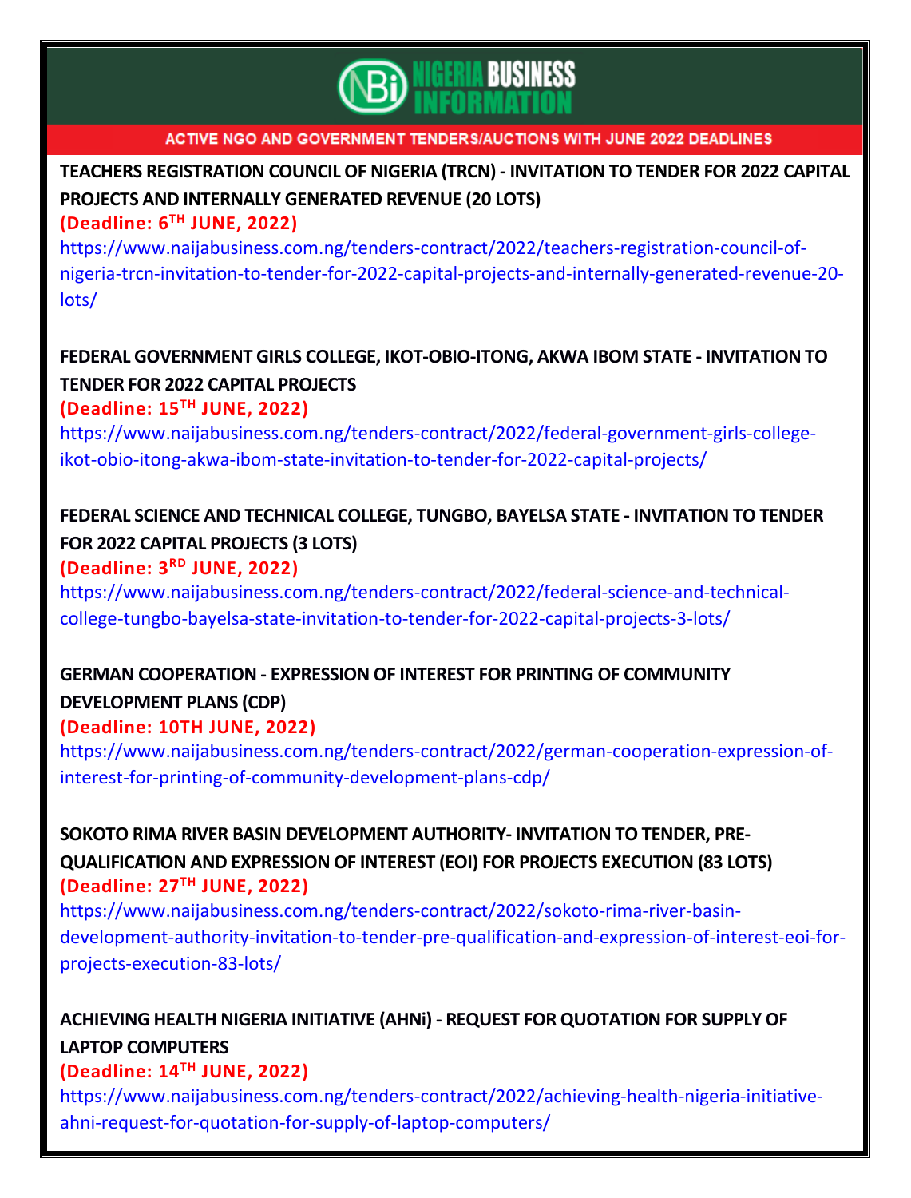NIGERIA BUSINESS INFORMATION

ACTIVE NGO AND GOVERNMENT TENDERS/AUCTIONS WITH JUNE 2022 DEADLINES

**TEACHERS REGISTRATION COUNCIL OF NIGERIA (TRCN) - INVITATION TO TENDER FOR 2022 CAPITAL PROJECTS AND INTERNALLY GENERATED REVENUE (20 LOTS)**

**(Deadline: 6TH JUNE, 2022)**

https://www.naijabusiness.com.ng/tenders-contract/2022/teachers-registration-council-of-nigeria-trcn-invitation-to-tender-for-2022-capital-projects-and-internally-generated-revenue-20-lots/

**FEDERAL GOVERNMENT GIRLS COLLEGE, IKOT-OBIO-ITONG, AKWA IBOM STATE - INVITATION TO TENDER FOR 2022 CAPITAL PROJECTS**

**(Deadline: 15TH JUNE, 2022)**

https://www.naijabusiness.com.ng/tenders-contract/2022/federal-government-girls-college-ikot-obio-itong-akwa-ibom-state-invitation-to-tender-for-2022-capital-projects/

**FEDERAL SCIENCE AND TECHNICAL COLLEGE, TUNGBO, BAYELSA STATE - INVITATION TO TENDER FOR 2022 CAPITAL PROJECTS (3 LOTS)**

**(Deadline: 3RD JUNE, 2022)**

https://www.naijabusiness.com.ng/tenders-contract/2022/federal-science-and-technical-college-tungbo-bayelsa-state-invitation-to-tender-for-2022-capital-projects-3-lots/

**GERMAN COOPERATION - EXPRESSION OF INTEREST FOR PRINTING OF COMMUNITY DEVELOPMENT PLANS (CDP)**

**(Deadline: 10TH JUNE, 2022)**

https://www.naijabusiness.com.ng/tenders-contract/2022/german-cooperation-expression-of-interest-for-printing-of-community-development-plans-cdp/

**SOKOTO RIMA RIVER BASIN DEVELOPMENT AUTHORITY- INVITATION TO TENDER, PRE-QUALIFICATION AND EXPRESSION OF INTEREST (EOI) FOR PROJECTS EXECUTION (83 LOTS)**

**(Deadline: 27TH JUNE, 2022)**

https://www.naijabusiness.com.ng/tenders-contract/2022/sokoto-rima-river-basin-development-authority-invitation-to-tender-pre-qualification-and-expression-of-interest-eoi-for-projects-execution-83-lots/

**ACHIEVING HEALTH NIGERIA INITIATIVE (AHNi) - REQUEST FOR QUOTATION FOR SUPPLY OF LAPTOP COMPUTERS**

**(Deadline: 14TH JUNE, 2022)**

https://www.naijabusiness.com.ng/tenders-contract/2022/achieving-health-nigeria-initiative-ahni-request-for-quotation-for-supply-of-laptop-computers/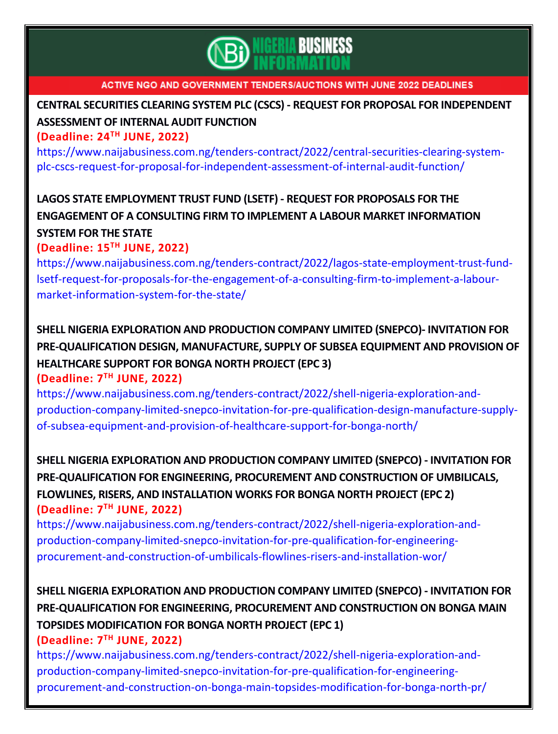NIGERIA BUSINESS INFORMATION

ACTIVE NGO AND GOVERNMENT TENDERS/AUCTIONS WITH JUNE 2022 DEADLINES

**CENTRAL SECURITIES CLEARING SYSTEM PLC (CSCS) - REQUEST FOR PROPOSAL FOR INDEPENDENT ASSESSMENT OF INTERNAL AUDIT FUNCTION**

**(Deadline: 24TH JUNE, 2022)**

https://www.naijabusiness.com.ng/tenders-contract/2022/central-securities-clearing-system-plc-cscs-request-for-proposal-for-independent-assessment-of-internal-audit-function/

**LAGOS STATE EMPLOYMENT TRUST FUND (LSETF) - REQUEST FOR PROPOSALS FOR THE ENGAGEMENT OF A CONSULTING FIRM TO IMPLEMENT A LABOUR MARKET INFORMATION SYSTEM FOR THE STATE**

**(Deadline: 15TH JUNE, 2022)**

https://www.naijabusiness.com.ng/tenders-contract/2022/lagos-state-employment-trust-fund-lsetf-request-for-proposals-for-the-engagement-of-a-consulting-firm-to-implement-a-labour-market-information-system-for-the-state/

**SHELL NIGERIA EXPLORATION AND PRODUCTION COMPANY LIMITED (SNEPCO)- INVITATION FOR PRE-QUALIFICATION DESIGN, MANUFACTURE, SUPPLY OF SUBSEA EQUIPMENT AND PROVISION OF HEALTHCARE SUPPORT FOR BONGA NORTH PROJECT (EPC 3)**

**(Deadline: 7TH JUNE, 2022)**

https://www.naijabusiness.com.ng/tenders-contract/2022/shell-nigeria-exploration-and-production-company-limited-snepco-invitation-for-pre-qualification-design-manufacture-supply-of-subsea-equipment-and-provision-of-healthcare-support-for-bonga-north/

**SHELL NIGERIA EXPLORATION AND PRODUCTION COMPANY LIMITED (SNEPCO) - INVITATION FOR PRE-QUALIFICATION FOR ENGINEERING, PROCUREMENT AND CONSTRUCTION OF UMBILICALS, FLOWLINES, RISERS, AND INSTALLATION WORKS FOR BONGA NORTH PROJECT (EPC 2)**

**(Deadline: 7TH JUNE, 2022)**

https://www.naijabusiness.com.ng/tenders-contract/2022/shell-nigeria-exploration-and-production-company-limited-snepco-invitation-for-pre-qualification-for-engineering-procurement-and-construction-of-umbilicals-flowlines-risers-and-installation-wor/

**SHELL NIGERIA EXPLORATION AND PRODUCTION COMPANY LIMITED (SNEPCO) - INVITATION FOR PRE-QUALIFICATION FOR ENGINEERING, PROCUREMENT AND CONSTRUCTION ON BONGA MAIN TOPSIDES MODIFICATION FOR BONGA NORTH PROJECT (EPC 1)**

**(Deadline: 7TH JUNE, 2022)**

https://www.naijabusiness.com.ng/tenders-contract/2022/shell-nigeria-exploration-and-production-company-limited-snepco-invitation-for-pre-qualification-for-engineering-procurement-and-construction-on-bonga-main-topsides-modification-for-bonga-north-pr/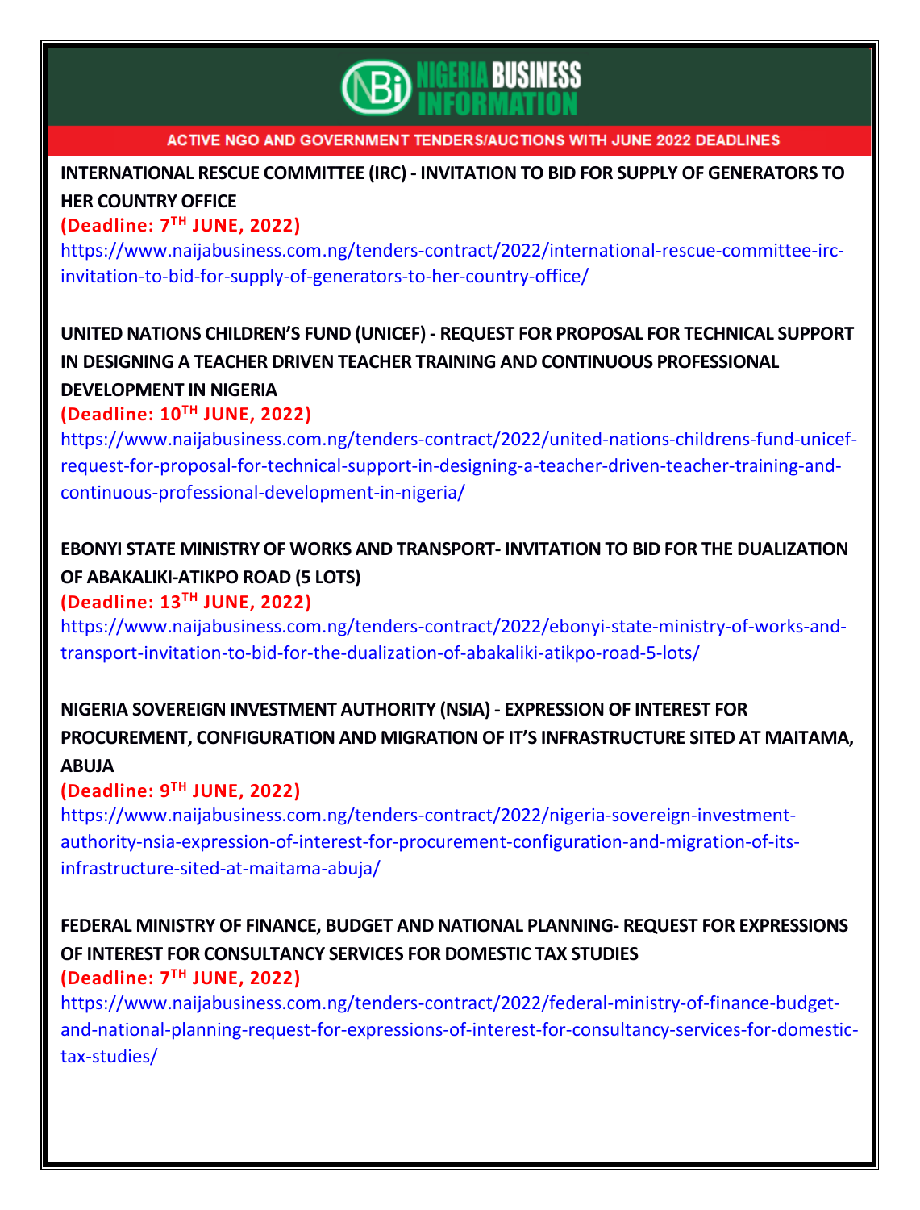ACTIVE NGO AND GOVERNMENT TENDERS/AUCTIONS WITH JUNE 2022 DEADLINES

**INTERNATIONAL RESCUE COMMITTEE (IRC) - INVITATION TO BID FOR SUPPLY OF GENERATORS TO HER COUNTRY OFFICE**

**(Deadline: 7TH JUNE, 2022)**

https://www.naijabusiness.com.ng/tenders-contract/2022/international-rescue-committee-irc-invitation-to-bid-for-supply-of-generators-to-her-country-office/

**UNITED NATIONS CHILDREN'S FUND (UNICEF) - REQUEST FOR PROPOSAL FOR TECHNICAL SUPPORT IN DESIGNING A TEACHER DRIVEN TEACHER TRAINING AND CONTINUOUS PROFESSIONAL DEVELOPMENT IN NIGERIA**

**(Deadline: 10TH JUNE, 2022)**

https://www.naijabusiness.com.ng/tenders-contract/2022/united-nations-childrens-fund-unicef-request-for-proposal-for-technical-support-in-designing-a-teacher-driven-teacher-training-and-continuous-professional-development-in-nigeria/

**EBONYI STATE MINISTRY OF WORKS AND TRANSPORT- INVITATION TO BID FOR THE DUALIZATION OF ABAKALIKI-ATIKPO ROAD (5 LOTS)**

**(Deadline: 13TH JUNE, 2022)**

https://www.naijabusiness.com.ng/tenders-contract/2022/ebonyi-state-ministry-of-works-and-transport-invitation-to-bid-for-the-dualization-of-abakaliki-atikpo-road-5-lots/

**NIGERIA SOVEREIGN INVESTMENT AUTHORITY (NSIA) - EXPRESSION OF INTEREST FOR PROCUREMENT, CONFIGURATION AND MIGRATION OF IT'S INFRASTRUCTURE SITED AT MAITAMA, ABUJA**

**(Deadline: 9TH JUNE, 2022)**

https://www.naijabusiness.com.ng/tenders-contract/2022/nigeria-sovereign-investment-authority-nsia-expression-of-interest-for-procurement-configuration-and-migration-of-its-infrastructure-sited-at-maitama-abuja/

**FEDERAL MINISTRY OF FINANCE, BUDGET AND NATIONAL PLANNING- REQUEST FOR EXPRESSIONS OF INTEREST FOR CONSULTANCY SERVICES FOR DOMESTIC TAX STUDIES**

**(Deadline: 7TH JUNE, 2022)**

https://www.naijabusiness.com.ng/tenders-contract/2022/federal-ministry-of-finance-budget-and-national-planning-request-for-expressions-of-interest-for-consultancy-services-for-domestic-tax-studies/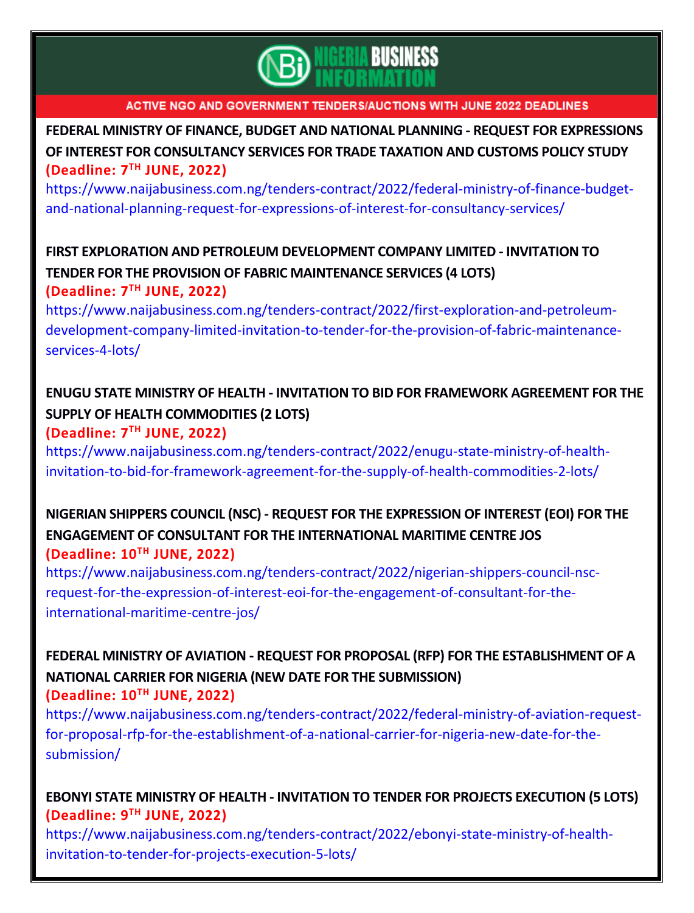NIGERIA BUSINESS INFORMATION

ACTIVE NGO AND GOVERNMENT TENDERS/AUCTIONS WITH JUNE 2022 DEADLINES

**FEDERAL MINISTRY OF FINANCE, BUDGET AND NATIONAL PLANNING - REQUEST FOR EXPRESSIONS OF INTEREST FOR CONSULTANCY SERVICES FOR TRADE TAXATION AND CUSTOMS POLICY STUDY**
**(Deadline: 7TH JUNE, 2022)**
https://www.naijabusiness.com.ng/tenders-contract/2022/federal-ministry-of-finance-budget-and-national-planning-request-for-expressions-of-interest-for-consultancy-services/

**FIRST EXPLORATION AND PETROLEUM DEVELOPMENT COMPANY LIMITED - INVITATION TO TENDER FOR THE PROVISION OF FABRIC MAINTENANCE SERVICES (4 LOTS)**
**(Deadline: 7TH JUNE, 2022)**
https://www.naijabusiness.com.ng/tenders-contract/2022/first-exploration-and-petroleum-development-company-limited-invitation-to-tender-for-the-provision-of-fabric-maintenance-services-4-lots/

**ENUGU STATE MINISTRY OF HEALTH - INVITATION TO BID FOR FRAMEWORK AGREEMENT FOR THE SUPPLY OF HEALTH COMMODITIES (2 LOTS)**
**(Deadline: 7TH JUNE, 2022)**
https://www.naijabusiness.com.ng/tenders-contract/2022/enugu-state-ministry-of-health-invitation-to-bid-for-framework-agreement-for-the-supply-of-health-commodities-2-lots/

**NIGERIAN SHIPPERS COUNCIL (NSC) - REQUEST FOR THE EXPRESSION OF INTEREST (EOI) FOR THE ENGAGEMENT OF CONSULTANT FOR THE INTERNATIONAL MARITIME CENTRE JOS**
**(Deadline: 10TH JUNE, 2022)**
https://www.naijabusiness.com.ng/tenders-contract/2022/nigerian-shippers-council-nsc-request-for-the-expression-of-interest-eoi-for-the-engagement-of-consultant-for-the-international-maritime-centre-jos/

**FEDERAL MINISTRY OF AVIATION - REQUEST FOR PROPOSAL (RFP) FOR THE ESTABLISHMENT OF A NATIONAL CARRIER FOR NIGERIA (NEW DATE FOR THE SUBMISSION)**
**(Deadline: 10TH JUNE, 2022)**
https://www.naijabusiness.com.ng/tenders-contract/2022/federal-ministry-of-aviation-request-for-proposal-rfp-for-the-establishment-of-a-national-carrier-for-nigeria-new-date-for-the-submission/

**EBONYI STATE MINISTRY OF HEALTH - INVITATION TO TENDER FOR PROJECTS EXECUTION (5 LOTS)**
**(Deadline: 9TH JUNE, 2022)**
https://www.naijabusiness.com.ng/tenders-contract/2022/ebonyi-state-ministry-of-health-invitation-to-tender-for-projects-execution-5-lots/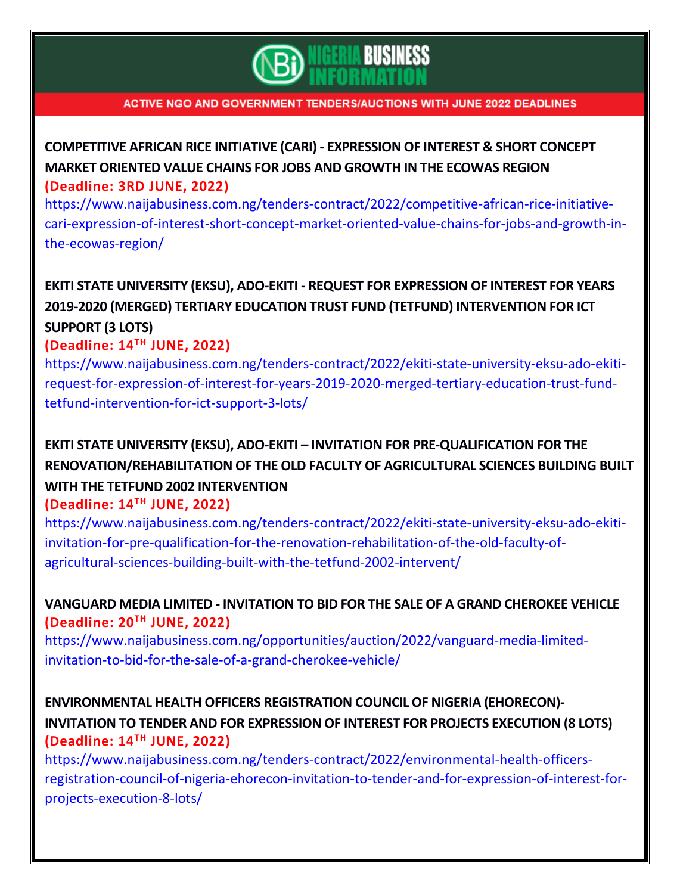ACTIVE NGO AND GOVERNMENT TENDERS/AUCTIONS WITH JUNE 2022 DEADLINES

**COMPETITIVE AFRICAN RICE INITIATIVE (CARI) - EXPRESSION OF INTEREST & SHORT CONCEPT MARKET ORIENTED VALUE CHAINS FOR JOBS AND GROWTH IN THE ECOWAS REGION**

**(Deadline: 3RD JUNE, 2022)**

https://www.naijabusiness.com.ng/tenders-contract/2022/competitive-african-rice-initiative-cari-expression-of-interest-short-concept-market-oriented-value-chains-for-jobs-and-growth-in-the-ecowas-region/

**EKITI STATE UNIVERSITY (EKSU), ADO-EKITI - REQUEST FOR EXPRESSION OF INTEREST FOR YEARS 2019-2020 (MERGED) TERTIARY EDUCATION TRUST FUND (TETFUND) INTERVENTION FOR ICT SUPPORT (3 LOTS)**

**(Deadline: 14TH JUNE, 2022)**

https://www.naijabusiness.com.ng/tenders-contract/2022/ekiti-state-university-eksu-ado-ekiti-request-for-expression-of-interest-for-years-2019-2020-merged-tertiary-education-trust-fund-tetfund-intervention-for-ict-support-3-lots/

**EKITI STATE UNIVERSITY (EKSU), ADO-EKITI – INVITATION FOR PRE-QUALIFICATION FOR THE RENOVATION/REHABILITATION OF THE OLD FACULTY OF AGRICULTURAL SCIENCES BUILDING BUILT WITH THE TETFUND 2002 INTERVENTION**

**(Deadline: 14TH JUNE, 2022)**

https://www.naijabusiness.com.ng/tenders-contract/2022/ekiti-state-university-eksu-ado-ekiti-invitation-for-pre-qualification-for-the-renovation-rehabilitation-of-the-old-faculty-of-agricultural-sciences-building-built-with-the-tetfund-2002-intervent/

**VANGUARD MEDIA LIMITED - INVITATION TO BID FOR THE SALE OF A GRAND CHEROKEE VEHICLE**

**(Deadline: 20TH JUNE, 2022)**

https://www.naijabusiness.com.ng/opportunities/auction/2022/vanguard-media-limited-invitation-to-bid-for-the-sale-of-a-grand-cherokee-vehicle/

**ENVIRONMENTAL HEALTH OFFICERS REGISTRATION COUNCIL OF NIGERIA (EHORECON)- INVITATION TO TENDER AND FOR EXPRESSION OF INTEREST FOR PROJECTS EXECUTION (8 LOTS)**

**(Deadline: 14TH JUNE, 2022)**

https://www.naijabusiness.com.ng/tenders-contract/2022/environmental-health-officers-registration-council-of-nigeria-ehorecon-invitation-to-tender-and-for-expression-of-interest-for-projects-execution-8-lots/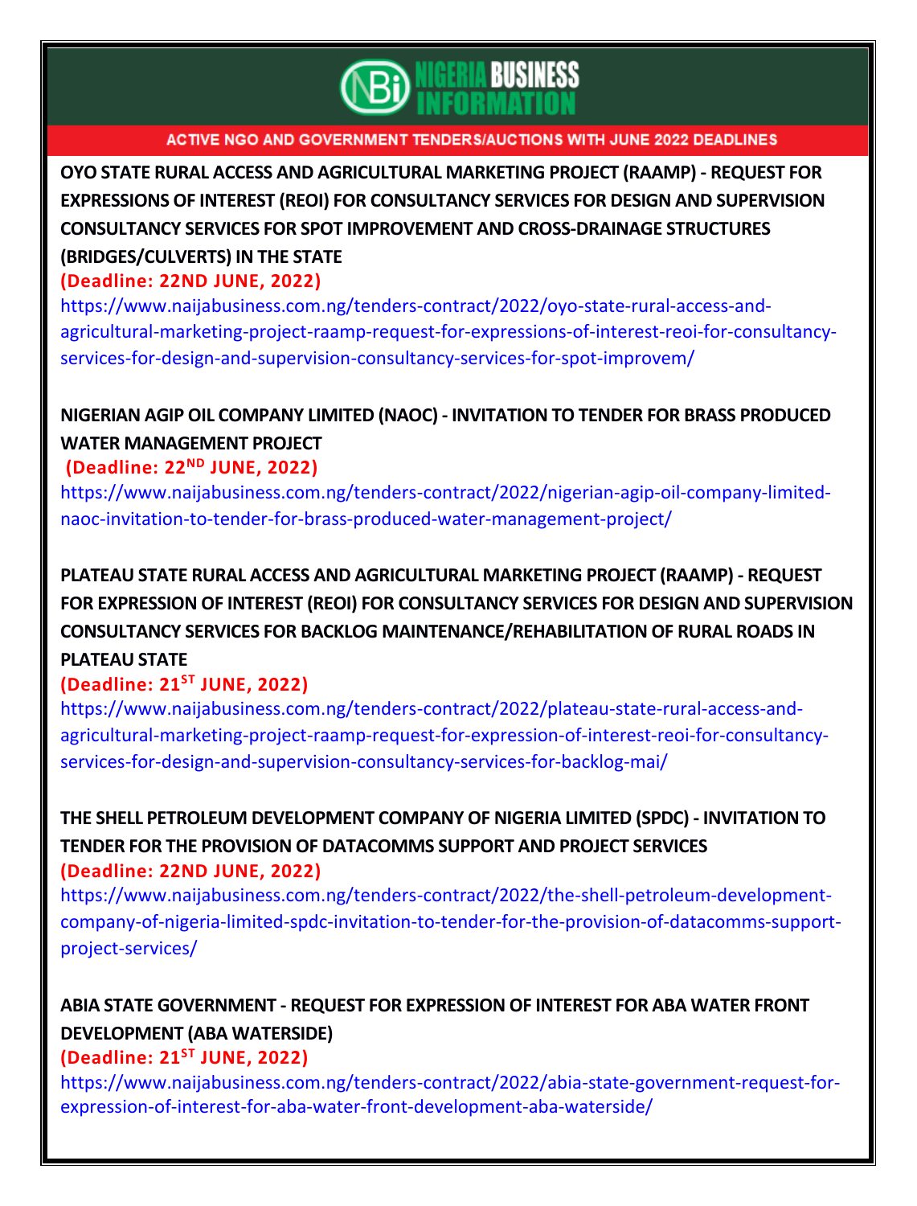**ACTIVE NGO AND GOVERNMENT TENDERS/AUCTIONS WITH JUNE 2022 DEADLINES**

**OYO STATE RURAL ACCESS AND AGRICULTURAL MARKETING PROJECT (RAAMP) - REQUEST FOR EXPRESSIONS OF INTEREST (REOI) FOR CONSULTANCY SERVICES FOR DESIGN AND SUPERVISION CONSULTANCY SERVICES FOR SPOT IMPROVEMENT AND CROSS-DRAINAGE STRUCTURES (BRIDGES/CULVERTS) IN THE STATE**

**(Deadline: 22ND JUNE, 2022)**

https://www.naijabusiness.com.ng/tenders-contract/2022/oyo-state-rural-access-and-agricultural-marketing-project-raamp-request-for-expressions-of-interest-reoi-for-consultancy-services-for-design-and-supervision-consultancy-services-for-spot-improvem/

**NIGERIAN AGIP OIL COMPANY LIMITED (NAOC) - INVITATION TO TENDER FOR BRASS PRODUCED WATER MANAGEMENT PROJECT**

**(Deadline: 22ND JUNE, 2022)**

https://www.naijabusiness.com.ng/tenders-contract/2022/nigerian-agip-oil-company-limited-naoc-invitation-to-tender-for-brass-produced-water-management-project/

**PLATEAU STATE RURAL ACCESS AND AGRICULTURAL MARKETING PROJECT (RAAMP) - REQUEST FOR EXPRESSION OF INTEREST (REOI) FOR CONSULTANCY SERVICES FOR DESIGN AND SUPERVISION CONSULTANCY SERVICES FOR BACKLOG MAINTENANCE/REHABILITATION OF RURAL ROADS IN PLATEAU STATE**

**(Deadline: 21ST JUNE, 2022)**

https://www.naijabusiness.com.ng/tenders-contract/2022/plateau-state-rural-access-and-agricultural-marketing-project-raamp-request-for-expression-of-interest-reoi-for-consultancy-services-for-design-and-supervision-consultancy-services-for-backlog-mai/

**THE SHELL PETROLEUM DEVELOPMENT COMPANY OF NIGERIA LIMITED (SPDC) - INVITATION TO TENDER FOR THE PROVISION OF DATACOMMS SUPPORT AND PROJECT SERVICES**

**(Deadline: 22ND JUNE, 2022)**

https://www.naijabusiness.com.ng/tenders-contract/2022/the-shell-petroleum-development-company-of-nigeria-limited-spdc-invitation-to-tender-for-the-provision-of-datacomms-support-project-services/

**ABIA STATE GOVERNMENT - REQUEST FOR EXPRESSION OF INTEREST FOR ABA WATER FRONT DEVELOPMENT (ABA WATERSIDE)**

**(Deadline: 21ST JUNE, 2022)**

https://www.naijabusiness.com.ng/tenders-contract/2022/abia-state-government-request-for-expression-of-interest-for-aba-water-front-development-aba-waterside/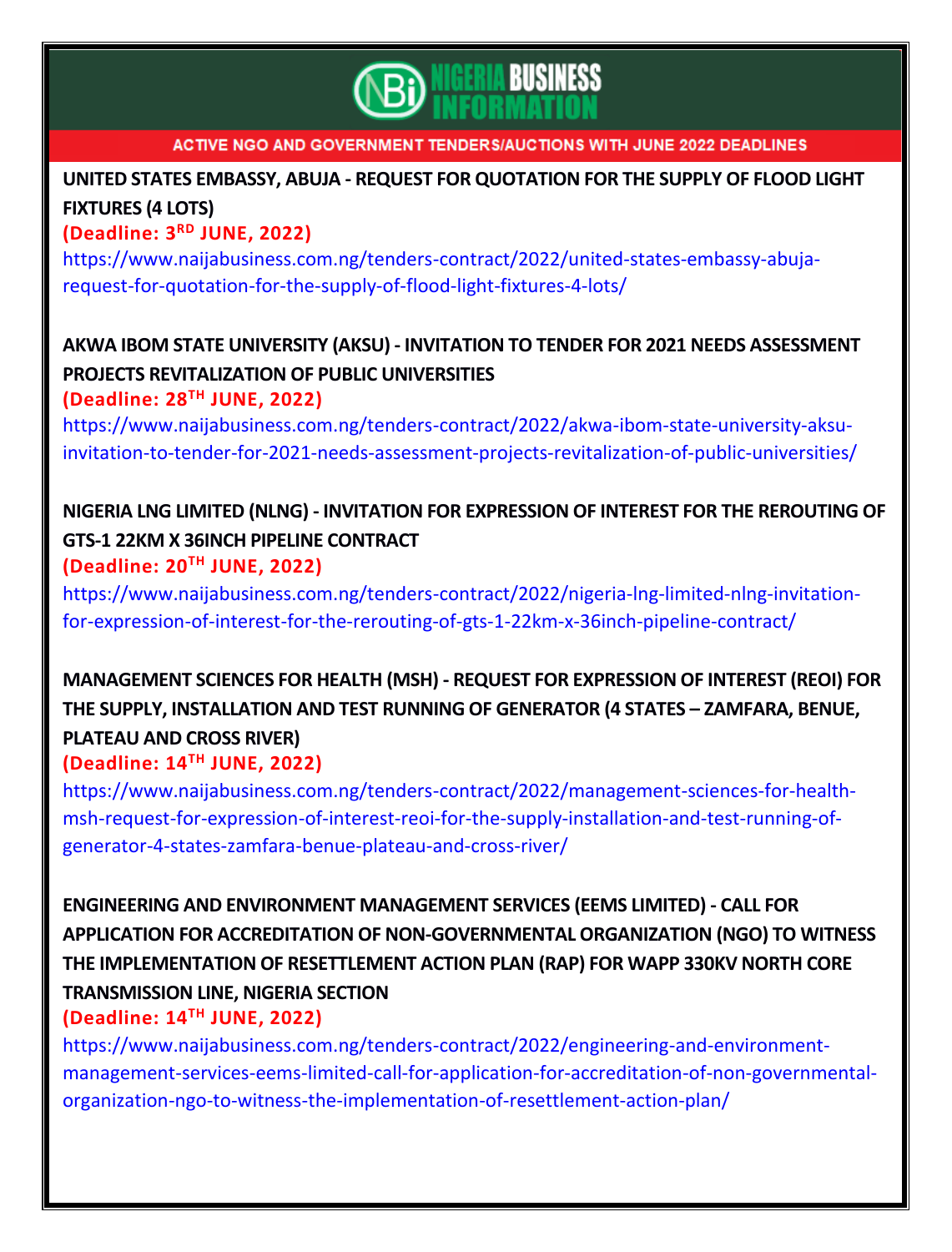**ACTIVE NGO AND GOVERNMENT TENDERS/AUCTIONS WITH JUNE 2022 DEADLINES**

**UNITED STATES EMBASSY, ABUJA - REQUEST FOR QUOTATION FOR THE SUPPLY OF FLOOD LIGHT FIXTURES (4 LOTS)**

**(Deadline: 3RD JUNE, 2022)**

https://www.naijabusiness.com.ng/tenders-contract/2022/united-states-embassy-abuja-request-for-quotation-for-the-supply-of-flood-light-fixtures-4-lots/

**AKWA IBOM STATE UNIVERSITY (AKSU) - INVITATION TO TENDER FOR 2021 NEEDS ASSESSMENT PROJECTS REVITALIZATION OF PUBLIC UNIVERSITIES**

**(Deadline: 28TH JUNE, 2022)**

https://www.naijabusiness.com.ng/tenders-contract/2022/akwa-ibom-state-university-aksu-invitation-to-tender-for-2021-needs-assessment-projects-revitalization-of-public-universities/

**NIGERIA LNG LIMITED (NLNG) - INVITATION FOR EXPRESSION OF INTEREST FOR THE REROUTING OF GTS-1 22KM X 36INCH PIPELINE CONTRACT**

**(Deadline: 20TH JUNE, 2022)**

https://www.naijabusiness.com.ng/tenders-contract/2022/nigeria-lng-limited-nlng-invitation-for-expression-of-interest-for-the-rerouting-of-gts-1-22km-x-36inch-pipeline-contract/

**MANAGEMENT SCIENCES FOR HEALTH (MSH) - REQUEST FOR EXPRESSION OF INTEREST (REOI) FOR THE SUPPLY, INSTALLATION AND TEST RUNNING OF GENERATOR (4 STATES – ZAMFARA, BENUE, PLATEAU AND CROSS RIVER)**

**(Deadline: 14TH JUNE, 2022)**

https://www.naijabusiness.com.ng/tenders-contract/2022/management-sciences-for-health-msh-request-for-expression-of-interest-reoi-for-the-supply-installation-and-test-running-of-generator-4-states-zamfara-benue-plateau-and-cross-river/

**ENGINEERING AND ENVIRONMENT MANAGEMENT SERVICES (EEMS LIMITED) - CALL FOR APPLICATION FOR ACCREDITATION OF NON-GOVERNMENTAL ORGANIZATION (NGO) TO WITNESS THE IMPLEMENTATION OF RESETTLEMENT ACTION PLAN (RAP) FOR WAPP 330KV NORTH CORE TRANSMISSION LINE, NIGERIA SECTION**

**(Deadline: 14TH JUNE, 2022)**

https://www.naijabusiness.com.ng/tenders-contract/2022/engineering-and-environment-management-services-eems-limited-call-for-application-for-accreditation-of-non-governmental-organization-ngo-to-witness-the-implementation-of-resettlement-action-plan/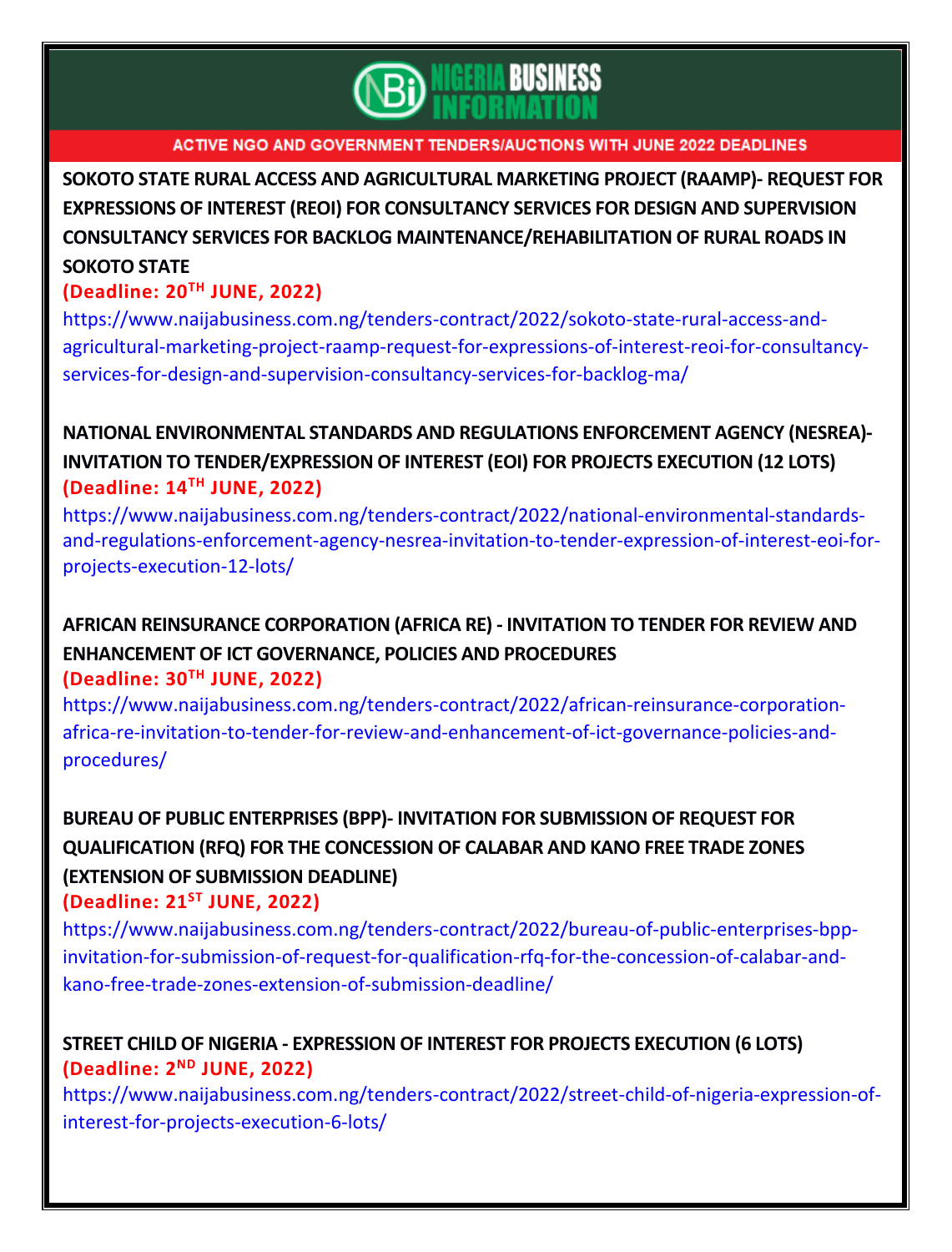**ACTIVE NGO AND GOVERNMENT TENDERS/AUCTIONS WITH JUNE 2022 DEADLINES**

**SOKOTO STATE RURAL ACCESS AND AGRICULTURAL MARKETING PROJECT (RAAMP)- REQUEST FOR EXPRESSIONS OF INTEREST (REOI) FOR CONSULTANCY SERVICES FOR DESIGN AND SUPERVISION CONSULTANCY SERVICES FOR BACKLOG MAINTENANCE/REHABILITATION OF RURAL ROADS IN SOKOTO STATE**

**(Deadline: 20TH JUNE, 2022)**

https://www.naijabusiness.com.ng/tenders-contract/2022/sokoto-state-rural-access-and-agricultural-marketing-project-raamp-request-for-expressions-of-interest-reoi-for-consultancy-services-for-design-and-supervision-consultancy-services-for-backlog-ma/

**NATIONAL ENVIRONMENTAL STANDARDS AND REGULATIONS ENFORCEMENT AGENCY (NESREA)- INVITATION TO TENDER/EXPRESSION OF INTEREST (EOI) FOR PROJECTS EXECUTION (12 LOTS)**

**(Deadline: 14TH JUNE, 2022)**

https://www.naijabusiness.com.ng/tenders-contract/2022/national-environmental-standards-and-regulations-enforcement-agency-nesrea-invitation-to-tender-expression-of-interest-eoi-for-projects-execution-12-lots/

**AFRICAN REINSURANCE CORPORATION (AFRICA RE) - INVITATION TO TENDER FOR REVIEW AND ENHANCEMENT OF ICT GOVERNANCE, POLICIES AND PROCEDURES**

**(Deadline: 30TH JUNE, 2022)**

https://www.naijabusiness.com.ng/tenders-contract/2022/african-reinsurance-corporation-africa-re-invitation-to-tender-for-review-and-enhancement-of-ict-governance-policies-and-procedures/

**BUREAU OF PUBLIC ENTERPRISES (BPP)- INVITATION FOR SUBMISSION OF REQUEST FOR QUALIFICATION (RFQ) FOR THE CONCESSION OF CALABAR AND KANO FREE TRADE ZONES (EXTENSION OF SUBMISSION DEADLINE)**

**(Deadline: 21ST JUNE, 2022)**

https://www.naijabusiness.com.ng/tenders-contract/2022/bureau-of-public-enterprises-bpp-invitation-for-submission-of-request-for-qualification-rfq-for-the-concession-of-calabar-and-kano-free-trade-zones-extension-of-submission-deadline/

**STREET CHILD OF NIGERIA - EXPRESSION OF INTEREST FOR PROJECTS EXECUTION (6 LOTS)**

**(Deadline: 2ND JUNE, 2022)**

https://www.naijabusiness.com.ng/tenders-contract/2022/street-child-of-nigeria-expression-of-interest-for-projects-execution-6-lots/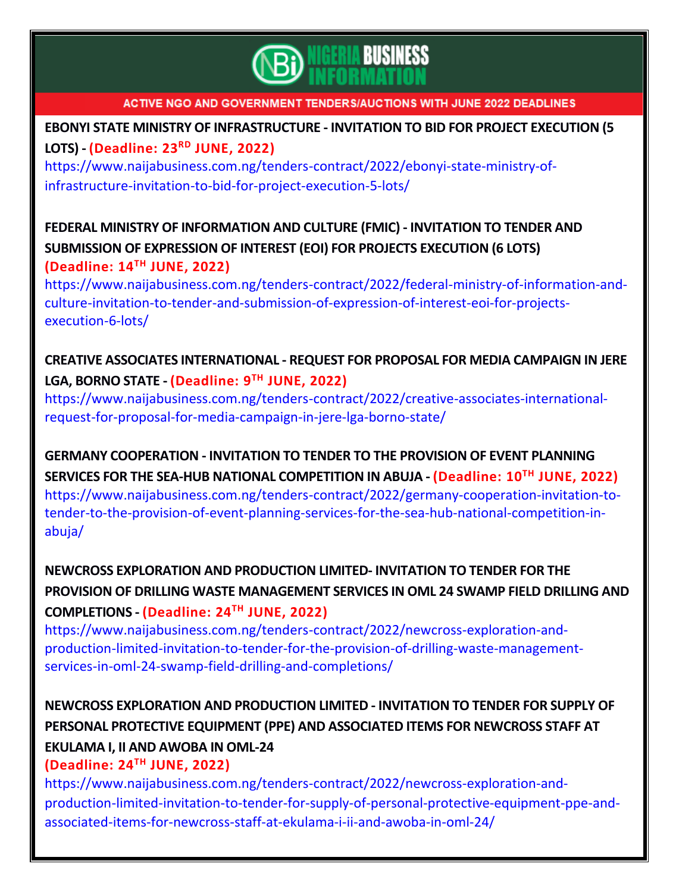**ACTIVE NGO AND GOVERNMENT TENDERS/AUCTIONS WITH JUNE 2022 DEADLINES**

**EBONYI STATE MINISTRY OF INFRASTRUCTURE - INVITATION TO BID FOR PROJECT EXECUTION (5 LOTS) - (Deadline: 23RD JUNE, 2022)**

https://www.naijabusiness.com.ng/tenders-contract/2022/ebonyi-state-ministry-of-infrastructure-invitation-to-bid-for-project-execution-5-lots/

**FEDERAL MINISTRY OF INFORMATION AND CULTURE (FMIC) - INVITATION TO TENDER AND SUBMISSION OF EXPRESSION OF INTEREST (EOI) FOR PROJECTS EXECUTION (6 LOTS) (Deadline: 14TH JUNE, 2022)**

https://www.naijabusiness.com.ng/tenders-contract/2022/federal-ministry-of-information-and-culture-invitation-to-tender-and-submission-of-expression-of-interest-eoi-for-projects-execution-6-lots/

**CREATIVE ASSOCIATES INTERNATIONAL - REQUEST FOR PROPOSAL FOR MEDIA CAMPAIGN IN JERE LGA, BORNO STATE - (Deadline: 9TH JUNE, 2022)**

https://www.naijabusiness.com.ng/tenders-contract/2022/creative-associates-international-request-for-proposal-for-media-campaign-in-jere-lga-borno-state/

**GERMANY COOPERATION - INVITATION TO TENDER TO THE PROVISION OF EVENT PLANNING SERVICES FOR THE SEA-HUB NATIONAL COMPETITION IN ABUJA - (Deadline: 10TH JUNE, 2022)**

https://www.naijabusiness.com.ng/tenders-contract/2022/germany-cooperation-invitation-to-tender-to-the-provision-of-event-planning-services-for-the-sea-hub-national-competition-in-abuja/

**NEWCROSS EXPLORATION AND PRODUCTION LIMITED- INVITATION TO TENDER FOR THE PROVISION OF DRILLING WASTE MANAGEMENT SERVICES IN OML 24 SWAMP FIELD DRILLING AND COMPLETIONS - (Deadline: 24TH JUNE, 2022)**

https://www.naijabusiness.com.ng/tenders-contract/2022/newcross-exploration-and-production-limited-invitation-to-tender-for-the-provision-of-drilling-waste-management-services-in-oml-24-swamp-field-drilling-and-completions/

**NEWCROSS EXPLORATION AND PRODUCTION LIMITED - INVITATION TO TENDER FOR SUPPLY OF PERSONAL PROTECTIVE EQUIPMENT (PPE) AND ASSOCIATED ITEMS FOR NEWCROSS STAFF AT EKULAMA I, II AND AWOBA IN OML-24 (Deadline: 24TH JUNE, 2022)**

https://www.naijabusiness.com.ng/tenders-contract/2022/newcross-exploration-and-production-limited-invitation-to-tender-for-supply-of-personal-protective-equipment-ppe-and-associated-items-for-newcross-staff-at-ekulama-i-ii-and-awoba-in-oml-24/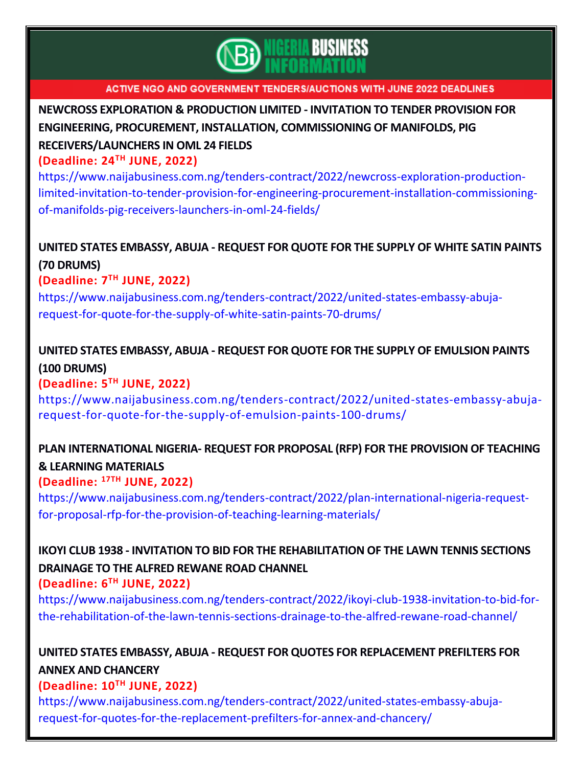ACTIVE NGO AND GOVERNMENT TENDERS/AUCTIONS WITH JUNE 2022 DEADLINES

**NEWCROSS EXPLORATION & PRODUCTION LIMITED - INVITATION TO TENDER PROVISION FOR ENGINEERING, PROCUREMENT, INSTALLATION, COMMISSIONING OF MANIFOLDS, PIG RECEIVERS/LAUNCHERS IN OML 24 FIELDS**

**(Deadline: 24TH JUNE, 2022)**

https://www.naijabusiness.com.ng/tenders-contract/2022/newcross-exploration-production-limited-invitation-to-tender-provision-for-engineering-procurement-installation-commissioning-of-manifolds-pig-receivers-launchers-in-oml-24-fields/

**UNITED STATES EMBASSY, ABUJA - REQUEST FOR QUOTE FOR THE SUPPLY OF WHITE SATIN PAINTS (70 DRUMS)**

**(Deadline: 7TH JUNE, 2022)**

https://www.naijabusiness.com.ng/tenders-contract/2022/united-states-embassy-abuja-request-for-quote-for-the-supply-of-white-satin-paints-70-drums/

**UNITED STATES EMBASSY, ABUJA - REQUEST FOR QUOTE FOR THE SUPPLY OF EMULSION PAINTS (100 DRUMS)**

**(Deadline: 5TH JUNE, 2022)**

https://www.naijabusiness.com.ng/tenders-contract/2022/united-states-embassy-abuja-request-for-quote-for-the-supply-of-emulsion-paints-100-drums/

**PLAN INTERNATIONAL NIGERIA- REQUEST FOR PROPOSAL (RFP) FOR THE PROVISION OF TEACHING & LEARNING MATERIALS**

**(Deadline: 17TH JUNE, 2022)**

https://www.naijabusiness.com.ng/tenders-contract/2022/plan-international-nigeria-request-for-proposal-rfp-for-the-provision-of-teaching-learning-materials/

**IKOYI CLUB 1938 - INVITATION TO BID FOR THE REHABILITATION OF THE LAWN TENNIS SECTIONS DRAINAGE TO THE ALFRED REWANE ROAD CHANNEL**

**(Deadline: 6TH JUNE, 2022)**

https://www.naijabusiness.com.ng/tenders-contract/2022/ikoyi-club-1938-invitation-to-bid-for-the-rehabilitation-of-the-lawn-tennis-sections-drainage-to-the-alfred-rewane-road-channel/

**UNITED STATES EMBASSY, ABUJA - REQUEST FOR QUOTES FOR REPLACEMENT PREFILTERS FOR ANNEX AND CHANCERY**

**(Deadline: 10TH JUNE, 2022)**

https://www.naijabusiness.com.ng/tenders-contract/2022/united-states-embassy-abuja-request-for-quotes-for-the-replacement-prefilters-for-annex-and-chancery/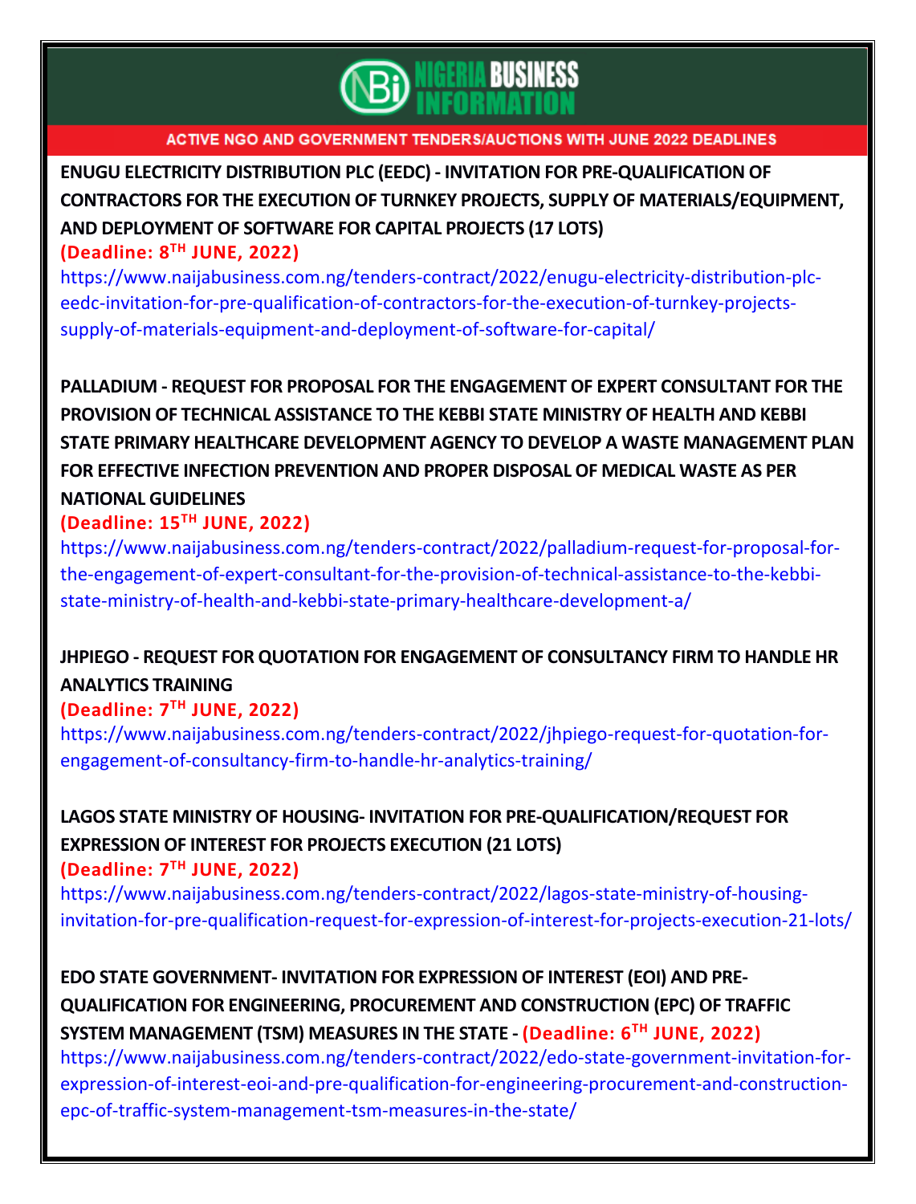NIGERIA BUSINESS INFORMATION

ACTIVE NGO AND GOVERNMENT TENDERS/AUCTIONS WITH JUNE 2022 DEADLINES

**ENUGU ELECTRICITY DISTRIBUTION PLC (EEDC) - INVITATION FOR PRE-QUALIFICATION OF CONTRACTORS FOR THE EXECUTION OF TURNKEY PROJECTS, SUPPLY OF MATERIALS/EQUIPMENT, AND DEPLOYMENT OF SOFTWARE FOR CAPITAL PROJECTS (17 LOTS)**
**(Deadline: 8TH JUNE, 2022)**
https://www.naijabusiness.com.ng/tenders-contract/2022/enugu-electricity-distribution-plc-eedc-invitation-for-pre-qualification-of-contractors-for-the-execution-of-turnkey-projects-supply-of-materials-equipment-and-deployment-of-software-for-capital/

**PALLADIUM - REQUEST FOR PROPOSAL FOR THE ENGAGEMENT OF EXPERT CONSULTANT FOR THE PROVISION OF TECHNICAL ASSISTANCE TO THE KEBBI STATE MINISTRY OF HEALTH AND KEBBI STATE PRIMARY HEALTHCARE DEVELOPMENT AGENCY TO DEVELOP A WASTE MANAGEMENT PLAN FOR EFFECTIVE INFECTION PREVENTION AND PROPER DISPOSAL OF MEDICAL WASTE AS PER NATIONAL GUIDELINES**
**(Deadline: 15TH JUNE, 2022)**
https://www.naijabusiness.com.ng/tenders-contract/2022/palladium-request-for-proposal-for-the-engagement-of-expert-consultant-for-the-provision-of-technical-assistance-to-the-kebbi-state-ministry-of-health-and-kebbi-state-primary-healthcare-development-a/

**JHPIEGO - REQUEST FOR QUOTATION FOR ENGAGEMENT OF CONSULTANCY FIRM TO HANDLE HR ANALYTICS TRAINING**
**(Deadline: 7TH JUNE, 2022)**
https://www.naijabusiness.com.ng/tenders-contract/2022/jhpiego-request-for-quotation-for-engagement-of-consultancy-firm-to-handle-hr-analytics-training/

**LAGOS STATE MINISTRY OF HOUSING- INVITATION FOR PRE-QUALIFICATION/REQUEST FOR EXPRESSION OF INTEREST FOR PROJECTS EXECUTION (21 LOTS)**
**(Deadline: 7TH JUNE, 2022)**
https://www.naijabusiness.com.ng/tenders-contract/2022/lagos-state-ministry-of-housing-invitation-for-pre-qualification-request-for-expression-of-interest-for-projects-execution-21-lots/

**EDO STATE GOVERNMENT- INVITATION FOR EXPRESSION OF INTEREST (EOI) AND PRE-QUALIFICATION FOR ENGINEERING, PROCUREMENT AND CONSTRUCTION (EPC) OF TRAFFIC SYSTEM MANAGEMENT (TSM) MEASURES IN THE STATE - (Deadline: 6TH JUNE, 2022)**
https://www.naijabusiness.com.ng/tenders-contract/2022/edo-state-government-invitation-for-expression-of-interest-eoi-and-pre-qualification-for-engineering-procurement-and-construction-epc-of-traffic-system-management-tsm-measures-in-the-state/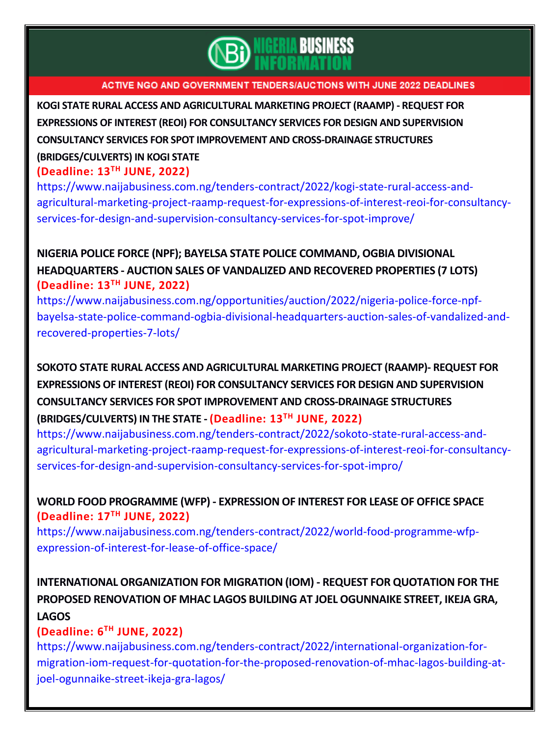**ACTIVE NGO AND GOVERNMENT TENDERS/AUCTIONS WITH JUNE 2022 DEADLINES**

**KOGI STATE RURAL ACCESS AND AGRICULTURAL MARKETING PROJECT (RAAMP) - REQUEST FOR EXPRESSIONS OF INTEREST (REOI) FOR CONSULTANCY SERVICES FOR DESIGN AND SUPERVISION CONSULTANCY SERVICES FOR SPOT IMPROVEMENT AND CROSS-DRAINAGE STRUCTURES (BRIDGES/CULVERTS) IN KOGI STATE**

**(Deadline: 13TH JUNE, 2022)**

https://www.naijabusiness.com.ng/tenders-contract/2022/kogi-state-rural-access-and-agricultural-marketing-project-raamp-request-for-expressions-of-interest-reoi-for-consultancy-services-for-design-and-supervision-consultancy-services-for-spot-improve/

**NIGERIA POLICE FORCE (NPF); BAYELSA STATE POLICE COMMAND, OGBIA DIVISIONAL HEADQUARTERS - AUCTION SALES OF VANDALIZED AND RECOVERED PROPERTIES (7 LOTS)**

**(Deadline: 13TH JUNE, 2022)**

https://www.naijabusiness.com.ng/opportunities/auction/2022/nigeria-police-force-npf-bayelsa-state-police-command-ogbia-divisional-headquarters-auction-sales-of-vandalized-and-recovered-properties-7-lots/

**SOKOTO STATE RURAL ACCESS AND AGRICULTURAL MARKETING PROJECT (RAAMP)- REQUEST FOR EXPRESSIONS OF INTEREST (REOI) FOR CONSULTANCY SERVICES FOR DESIGN AND SUPERVISION CONSULTANCY SERVICES FOR SPOT IMPROVEMENT AND CROSS-DRAINAGE STRUCTURES (BRIDGES/CULVERTS) IN THE STATE - (Deadline: 13TH JUNE, 2022)**

https://www.naijabusiness.com.ng/tenders-contract/2022/sokoto-state-rural-access-and-agricultural-marketing-project-raamp-request-for-expressions-of-interest-reoi-for-consultancy-services-for-design-and-supervision-consultancy-services-for-spot-impro/

**WORLD FOOD PROGRAMME (WFP) - EXPRESSION OF INTEREST FOR LEASE OF OFFICE SPACE**

**(Deadline: 17TH JUNE, 2022)**

https://www.naijabusiness.com.ng/tenders-contract/2022/world-food-programme-wfp-expression-of-interest-for-lease-of-office-space/

**INTERNATIONAL ORGANIZATION FOR MIGRATION (IOM) - REQUEST FOR QUOTATION FOR THE PROPOSED RENOVATION OF MHAC LAGOS BUILDING AT JOEL OGUNNAIKE STREET, IKEJA GRA, LAGOS**

**(Deadline: 6TH JUNE, 2022)**

https://www.naijabusiness.com.ng/tenders-contract/2022/international-organization-for-migration-iom-request-for-quotation-for-the-proposed-renovation-of-mhac-lagos-building-at-joel-ogunnaike-street-ikeja-gra-lagos/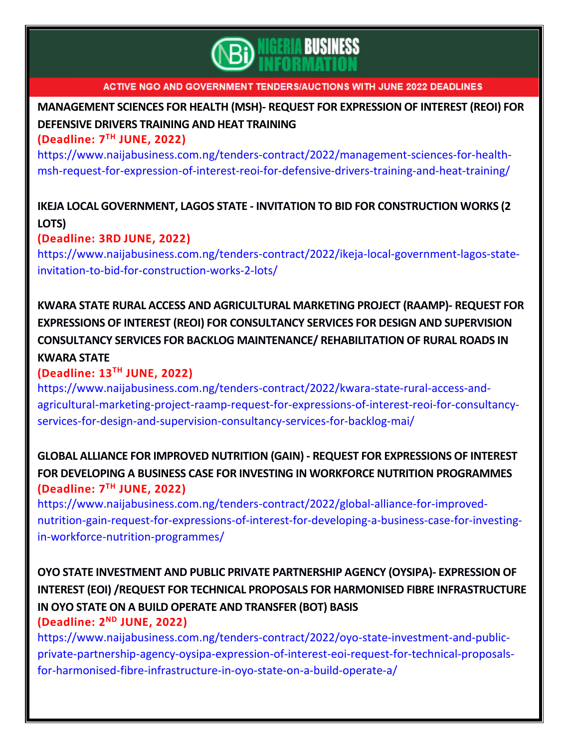ACTIVE NGO AND GOVERNMENT TENDERS/AUCTIONS WITH JUNE 2022 DEADLINES

**MANAGEMENT SCIENCES FOR HEALTH (MSH)- REQUEST FOR EXPRESSION OF INTEREST (REOI) FOR DEFENSIVE DRIVERS TRAINING AND HEAT TRAINING**

**(Deadline: 7TH JUNE, 2022)**

https://www.naijabusiness.com.ng/tenders-contract/2022/management-sciences-for-health-msh-request-for-expression-of-interest-reoi-for-defensive-drivers-training-and-heat-training/

**IKEJA LOCAL GOVERNMENT, LAGOS STATE - INVITATION TO BID FOR CONSTRUCTION WORKS (2 LOTS)**

**(Deadline: 3RD JUNE, 2022)**

https://www.naijabusiness.com.ng/tenders-contract/2022/ikeja-local-government-lagos-state-invitation-to-bid-for-construction-works-2-lots/

**KWARA STATE RURAL ACCESS AND AGRICULTURAL MARKETING PROJECT (RAAMP)- REQUEST FOR EXPRESSIONS OF INTEREST (REOI) FOR CONSULTANCY SERVICES FOR DESIGN AND SUPERVISION CONSULTANCY SERVICES FOR BACKLOG MAINTENANCE/ REHABILITATION OF RURAL ROADS IN KWARA STATE**

**(Deadline: 13TH JUNE, 2022)**

https://www.naijabusiness.com.ng/tenders-contract/2022/kwara-state-rural-access-and-agricultural-marketing-project-raamp-request-for-expressions-of-interest-reoi-for-consultancy-services-for-design-and-supervision-consultancy-services-for-backlog-mai/

**GLOBAL ALLIANCE FOR IMPROVED NUTRITION (GAIN) - REQUEST FOR EXPRESSIONS OF INTEREST FOR DEVELOPING A BUSINESS CASE FOR INVESTING IN WORKFORCE NUTRITION PROGRAMMES**

**(Deadline: 7TH JUNE, 2022)**

https://www.naijabusiness.com.ng/tenders-contract/2022/global-alliance-for-improved-nutrition-gain-request-for-expressions-of-interest-for-developing-a-business-case-for-investing-in-workforce-nutrition-programmes/

**OYO STATE INVESTMENT AND PUBLIC PRIVATE PARTNERSHIP AGENCY (OYSIPA)- EXPRESSION OF INTEREST (EOI) /REQUEST FOR TECHNICAL PROPOSALS FOR HARMONISED FIBRE INFRASTRUCTURE IN OYO STATE ON A BUILD OPERATE AND TRANSFER (BOT) BASIS**

**(Deadline: 2ND JUNE, 2022)**

https://www.naijabusiness.com.ng/tenders-contract/2022/oyo-state-investment-and-public-private-partnership-agency-oysipa-expression-of-interest-eoi-request-for-technical-proposals-for-harmonised-fibre-infrastructure-in-oyo-state-on-a-build-operate-a/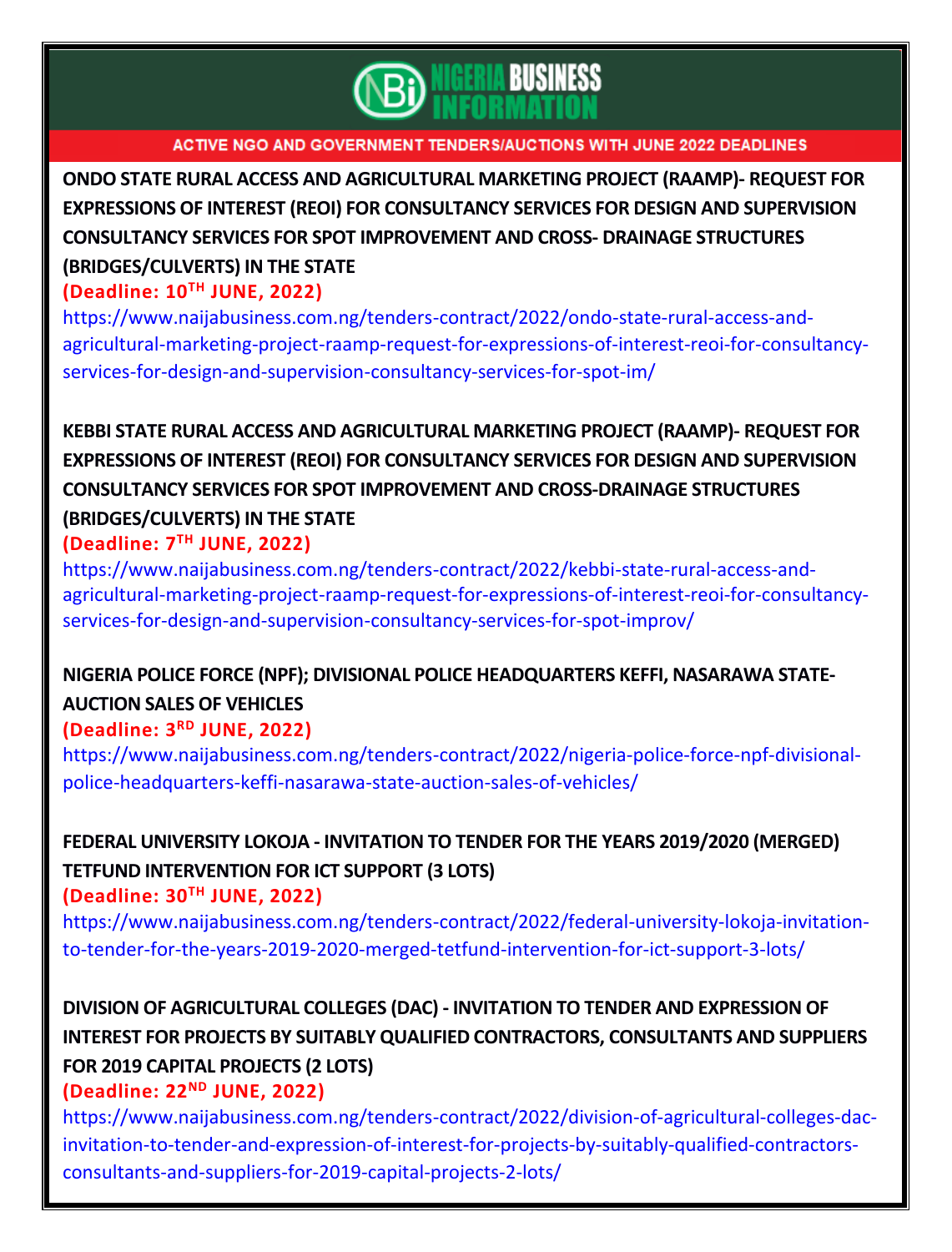ACTIVE NGO AND GOVERNMENT TENDERS/AUCTIONS WITH JUNE 2022 DEADLINES

**ONDO STATE RURAL ACCESS AND AGRICULTURAL MARKETING PROJECT (RAAMP)- REQUEST FOR EXPRESSIONS OF INTEREST (REOI) FOR CONSULTANCY SERVICES FOR DESIGN AND SUPERVISION CONSULTANCY SERVICES FOR SPOT IMPROVEMENT AND CROSS- DRAINAGE STRUCTURES (BRIDGES/CULVERTS) IN THE STATE**

**(Deadline: 10TH JUNE, 2022)**

https://www.naijabusiness.com.ng/tenders-contract/2022/ondo-state-rural-access-and-agricultural-marketing-project-raamp-request-for-expressions-of-interest-reoi-for-consultancy-services-for-design-and-supervision-consultancy-services-for-spot-im/

**KEBBI STATE RURAL ACCESS AND AGRICULTURAL MARKETING PROJECT (RAAMP)- REQUEST FOR EXPRESSIONS OF INTEREST (REOI) FOR CONSULTANCY SERVICES FOR DESIGN AND SUPERVISION CONSULTANCY SERVICES FOR SPOT IMPROVEMENT AND CROSS-DRAINAGE STRUCTURES (BRIDGES/CULVERTS) IN THE STATE**

**(Deadline: 7TH JUNE, 2022)**

https://www.naijabusiness.com.ng/tenders-contract/2022/kebbi-state-rural-access-and-agricultural-marketing-project-raamp-request-for-expressions-of-interest-reoi-for-consultancy-services-for-design-and-supervision-consultancy-services-for-spot-improv/

**NIGERIA POLICE FORCE (NPF); DIVISIONAL POLICE HEADQUARTERS KEFFI, NASARAWA STATE-AUCTION SALES OF VEHICLES**

**(Deadline: 3RD JUNE, 2022)**

https://www.naijabusiness.com.ng/tenders-contract/2022/nigeria-police-force-npf-divisional-police-headquarters-keffi-nasarawa-state-auction-sales-of-vehicles/

**FEDERAL UNIVERSITY LOKOJA - INVITATION TO TENDER FOR THE YEARS 2019/2020 (MERGED) TETFUND INTERVENTION FOR ICT SUPPORT (3 LOTS)**

**(Deadline: 30TH JUNE, 2022)**

https://www.naijabusiness.com.ng/tenders-contract/2022/federal-university-lokoja-invitation-to-tender-for-the-years-2019-2020-merged-tetfund-intervention-for-ict-support-3-lots/

**DIVISION OF AGRICULTURAL COLLEGES (DAC) - INVITATION TO TENDER AND EXPRESSION OF INTEREST FOR PROJECTS BY SUITABLY QUALIFIED CONTRACTORS, CONSULTANTS AND SUPPLIERS FOR 2019 CAPITAL PROJECTS (2 LOTS)**

**(Deadline: 22ND JUNE, 2022)**

https://www.naijabusiness.com.ng/tenders-contract/2022/division-of-agricultural-colleges-dac-invitation-to-tender-and-expression-of-interest-for-projects-by-suitably-qualified-contractors-consultants-and-suppliers-for-2019-capital-projects-2-lots/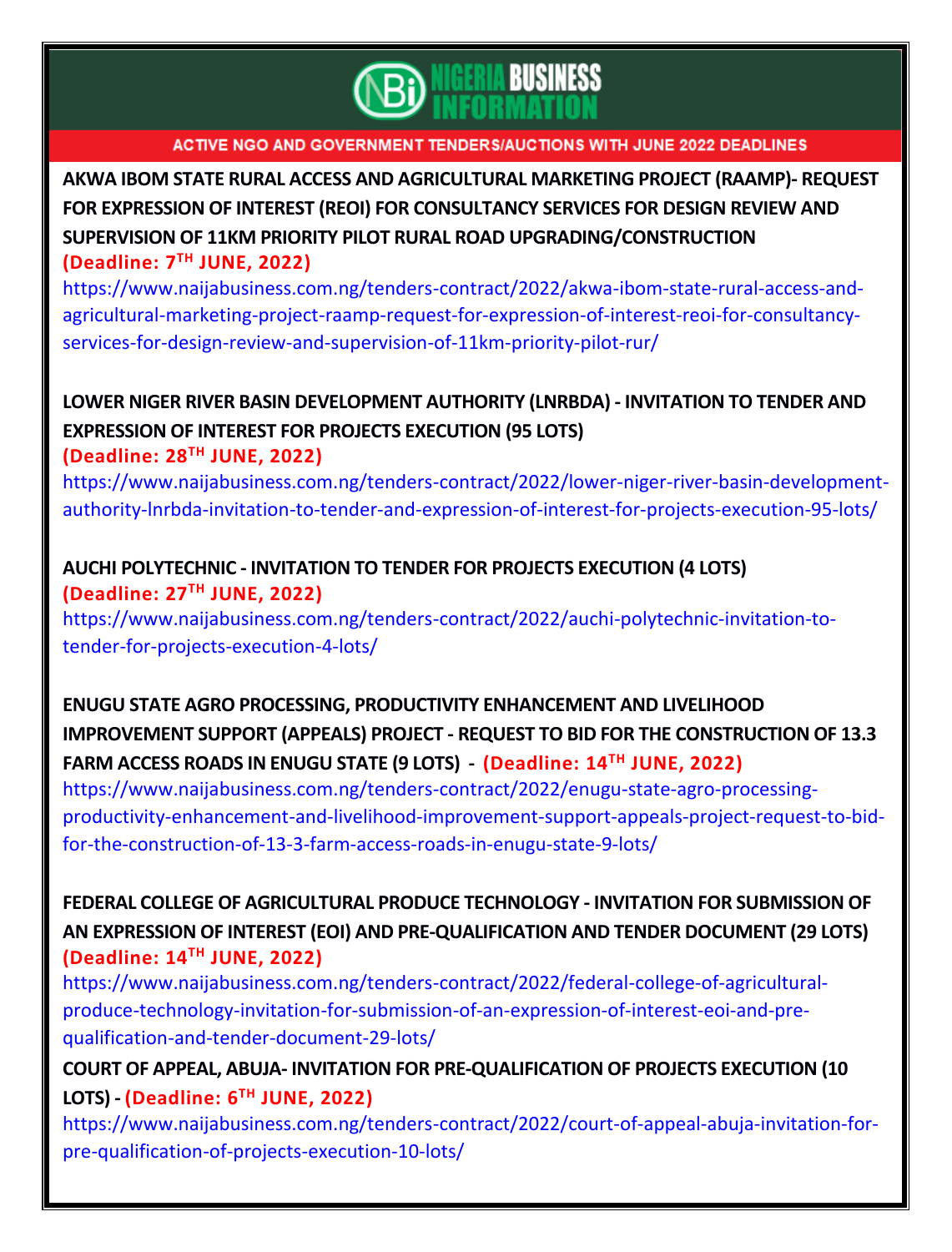NIGERIA BUSINESS INFORMATION

ACTIVE NGO AND GOVERNMENT TENDERS/AUCTIONS WITH JUNE 2022 DEADLINES

**AKWA IBOM STATE RURAL ACCESS AND AGRICULTURAL MARKETING PROJECT (RAAMP)- REQUEST FOR EXPRESSION OF INTEREST (REOI) FOR CONSULTANCY SERVICES FOR DESIGN REVIEW AND SUPERVISION OF 11KM PRIORITY PILOT RURAL ROAD UPGRADING/CONSTRUCTION**
**(Deadline: 7TH JUNE, 2022)**
https://www.naijabusiness.com.ng/tenders-contract/2022/akwa-ibom-state-rural-access-and-agricultural-marketing-project-raamp-request-for-expression-of-interest-reoi-for-consultancy-services-for-design-review-and-supervision-of-11km-priority-pilot-rur/

**LOWER NIGER RIVER BASIN DEVELOPMENT AUTHORITY (LNRBDA) - INVITATION TO TENDER AND EXPRESSION OF INTEREST FOR PROJECTS EXECUTION (95 LOTS)**
**(Deadline: 28TH JUNE, 2022)**
https://www.naijabusiness.com.ng/tenders-contract/2022/lower-niger-river-basin-development-authority-lnrbda-invitation-to-tender-and-expression-of-interest-for-projects-execution-95-lots/

**AUCHI POLYTECHNIC - INVITATION TO TENDER FOR PROJECTS EXECUTION (4 LOTS)**
**(Deadline: 27TH JUNE, 2022)**
https://www.naijabusiness.com.ng/tenders-contract/2022/auchi-polytechnic-invitation-to-tender-for-projects-execution-4-lots/

**ENUGU STATE AGRO PROCESSING, PRODUCTIVITY ENHANCEMENT AND LIVELIHOOD IMPROVEMENT SUPPORT (APPEALS) PROJECT - REQUEST TO BID FOR THE CONSTRUCTION OF 13.3 FARM ACCESS ROADS IN ENUGU STATE (9 LOTS) - (Deadline: 14TH JUNE, 2022)**
https://www.naijabusiness.com.ng/tenders-contract/2022/enugu-state-agro-processing-productivity-enhancement-and-livelihood-improvement-support-appeals-project-request-to-bid-for-the-construction-of-13-3-farm-access-roads-in-enugu-state-9-lots/

**FEDERAL COLLEGE OF AGRICULTURAL PRODUCE TECHNOLOGY - INVITATION FOR SUBMISSION OF AN EXPRESSION OF INTEREST (EOI) AND PRE-QUALIFICATION AND TENDER DOCUMENT (29 LOTS)**
**(Deadline: 14TH JUNE, 2022)**
https://www.naijabusiness.com.ng/tenders-contract/2022/federal-college-of-agricultural-produce-technology-invitation-for-submission-of-an-expression-of-interest-eoi-and-pre-qualification-and-tender-document-29-lots/

**COURT OF APPEAL, ABUJA- INVITATION FOR PRE-QUALIFICATION OF PROJECTS EXECUTION (10 LOTS) - (Deadline: 6TH JUNE, 2022)**
https://www.naijabusiness.com.ng/tenders-contract/2022/court-of-appeal-abuja-invitation-for-pre-qualification-of-projects-execution-10-lots/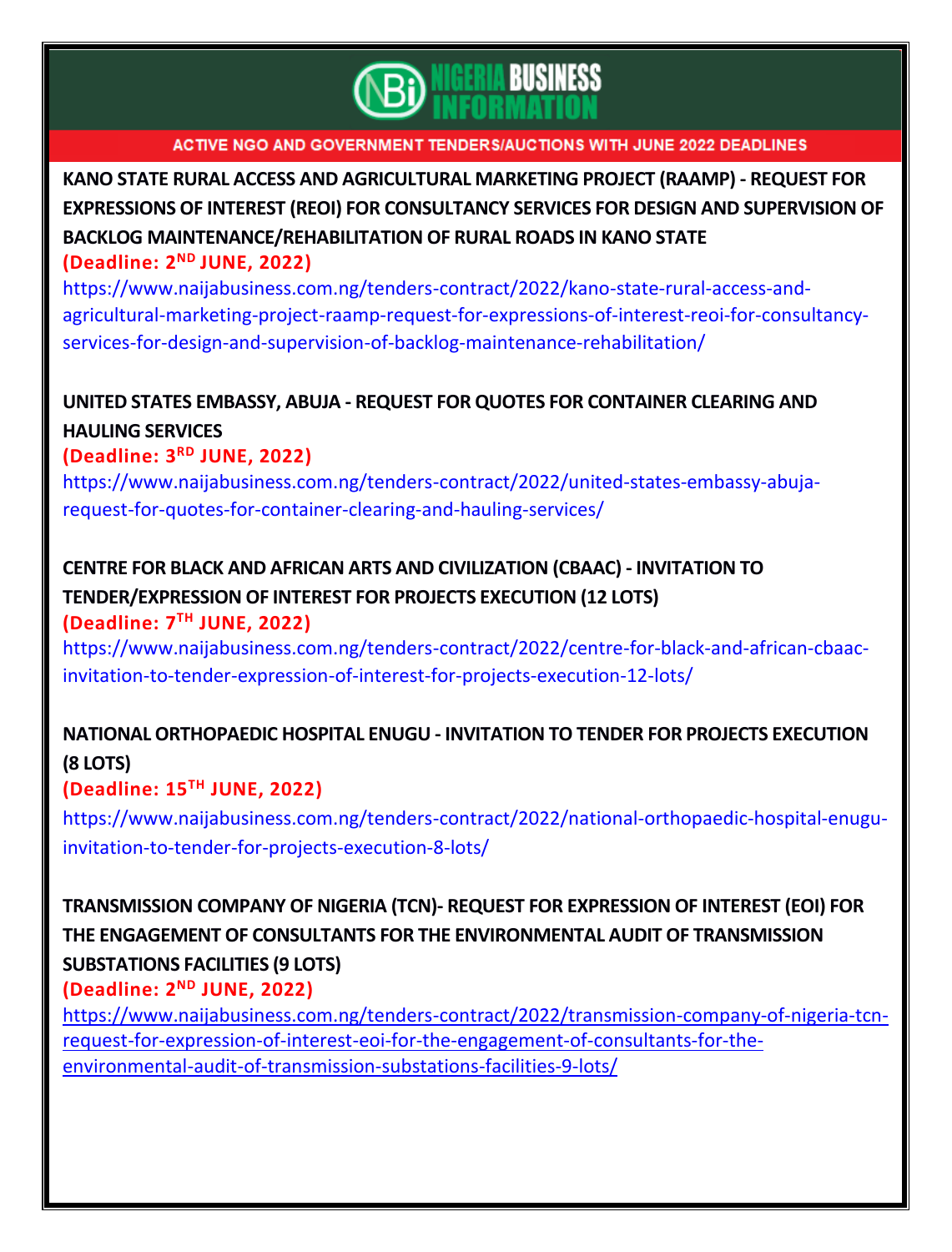**ACTIVE NGO AND GOVERNMENT TENDERS/AUCTIONS WITH JUNE 2022 DEADLINES**

**KANO STATE RURAL ACCESS AND AGRICULTURAL MARKETING PROJECT (RAAMP) - REQUEST FOR EXPRESSIONS OF INTEREST (REOI) FOR CONSULTANCY SERVICES FOR DESIGN AND SUPERVISION OF BACKLOG MAINTENANCE/REHABILITATION OF RURAL ROADS IN KANO STATE**

**(Deadline: 2ND JUNE, 2022)**

https://www.naijabusiness.com.ng/tenders-contract/2022/kano-state-rural-access-and-agricultural-marketing-project-raamp-request-for-expressions-of-interest-reoi-for-consultancy-services-for-design-and-supervision-of-backlog-maintenance-rehabilitation/

**UNITED STATES EMBASSY, ABUJA - REQUEST FOR QUOTES FOR CONTAINER CLEARING AND HAULING SERVICES**

**(Deadline: 3RD JUNE, 2022)**

https://www.naijabusiness.com.ng/tenders-contract/2022/united-states-embassy-abuja-request-for-quotes-for-container-clearing-and-hauling-services/

**CENTRE FOR BLACK AND AFRICAN ARTS AND CIVILIZATION (CBAAC) - INVITATION TO TENDER/EXPRESSION OF INTEREST FOR PROJECTS EXECUTION (12 LOTS)**

**(Deadline: 7TH JUNE, 2022)**

https://www.naijabusiness.com.ng/tenders-contract/2022/centre-for-black-and-african-cbaac-invitation-to-tender-expression-of-interest-for-projects-execution-12-lots/

**NATIONAL ORTHOPAEDIC HOSPITAL ENUGU - INVITATION TO TENDER FOR PROJECTS EXECUTION (8 LOTS)**

**(Deadline: 15TH JUNE, 2022)**

https://www.naijabusiness.com.ng/tenders-contract/2022/national-orthopaedic-hospital-enugu-invitation-to-tender-for-projects-execution-8-lots/

**TRANSMISSION COMPANY OF NIGERIA (TCN)- REQUEST FOR EXPRESSION OF INTEREST (EOI) FOR THE ENGAGEMENT OF CONSULTANTS FOR THE ENVIRONMENTAL AUDIT OF TRANSMISSION SUBSTATIONS FACILITIES (9 LOTS)**

**(Deadline: 2ND JUNE, 2022)**

https://www.naijabusiness.com.ng/tenders-contract/2022/transmission-company-of-nigeria-tcn-request-for-expression-of-interest-eoi-for-the-engagement-of-consultants-for-the-environmental-audit-of-transmission-substations-facilities-9-lots/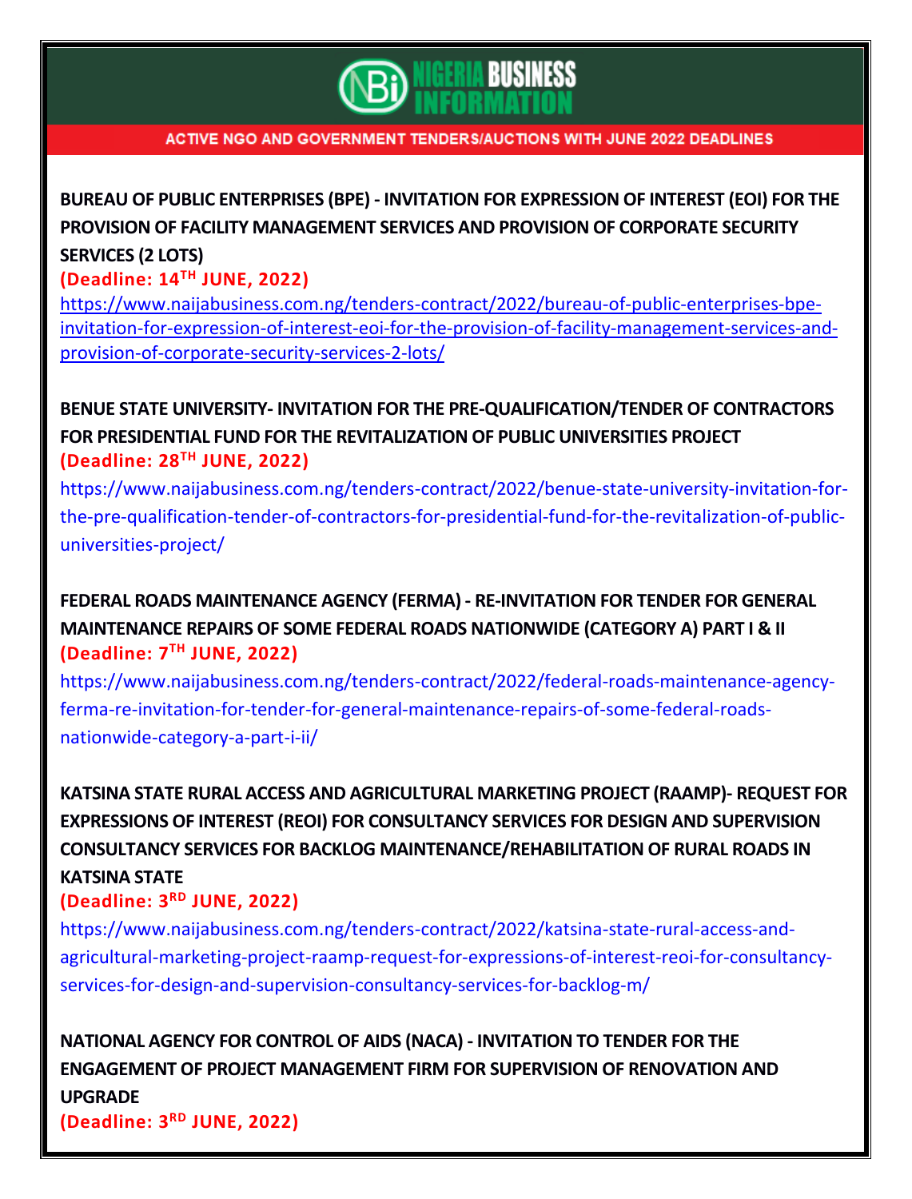ACTIVE NGO AND GOVERNMENT TENDERS/AUCTIONS WITH JUNE 2022 DEADLINES

**BUREAU OF PUBLIC ENTERPRISES (BPE) - INVITATION FOR EXPRESSION OF INTEREST (EOI) FOR THE PROVISION OF FACILITY MANAGEMENT SERVICES AND PROVISION OF CORPORATE SECURITY SERVICES (2 LOTS)**
**(Deadline: 14TH JUNE, 2022)**
https://www.naijabusiness.com.ng/tenders-contract/2022/bureau-of-public-enterprises-bpe-invitation-for-expression-of-interest-eoi-for-the-provision-of-facility-management-services-and-provision-of-corporate-security-services-2-lots/

**BENUE STATE UNIVERSITY- INVITATION FOR THE PRE-QUALIFICATION/TENDER OF CONTRACTORS FOR PRESIDENTIAL FUND FOR THE REVITALIZATION OF PUBLIC UNIVERSITIES PROJECT**
**(Deadline: 28TH JUNE, 2022)**
https://www.naijabusiness.com.ng/tenders-contract/2022/benue-state-university-invitation-for-the-pre-qualification-tender-of-contractors-for-presidential-fund-for-the-revitalization-of-public-universities-project/

**FEDERAL ROADS MAINTENANCE AGENCY (FERMA) - RE-INVITATION FOR TENDER FOR GENERAL MAINTENANCE REPAIRS OF SOME FEDERAL ROADS NATIONWIDE (CATEGORY A) PART I & II**
**(Deadline: 7TH JUNE, 2022)**
https://www.naijabusiness.com.ng/tenders-contract/2022/federal-roads-maintenance-agency-ferma-re-invitation-for-tender-for-general-maintenance-repairs-of-some-federal-roads-nationwide-category-a-part-i-ii/

**KATSINA STATE RURAL ACCESS AND AGRICULTURAL MARKETING PROJECT (RAAMP)- REQUEST FOR EXPRESSIONS OF INTEREST (REOI) FOR CONSULTANCY SERVICES FOR DESIGN AND SUPERVISION CONSULTANCY SERVICES FOR BACKLOG MAINTENANCE/REHABILITATION OF RURAL ROADS IN KATSINA STATE**
**(Deadline: 3RD JUNE, 2022)**
https://www.naijabusiness.com.ng/tenders-contract/2022/katsina-state-rural-access-and-agricultural-marketing-project-raamp-request-for-expressions-of-interest-reoi-for-consultancy-services-for-design-and-supervision-consultancy-services-for-backlog-m/

**NATIONAL AGENCY FOR CONTROL OF AIDS (NACA) - INVITATION TO TENDER FOR THE ENGAGEMENT OF PROJECT MANAGEMENT FIRM FOR SUPERVISION OF RENOVATION AND UPGRADE**
**(Deadline: 3RD JUNE, 2022)**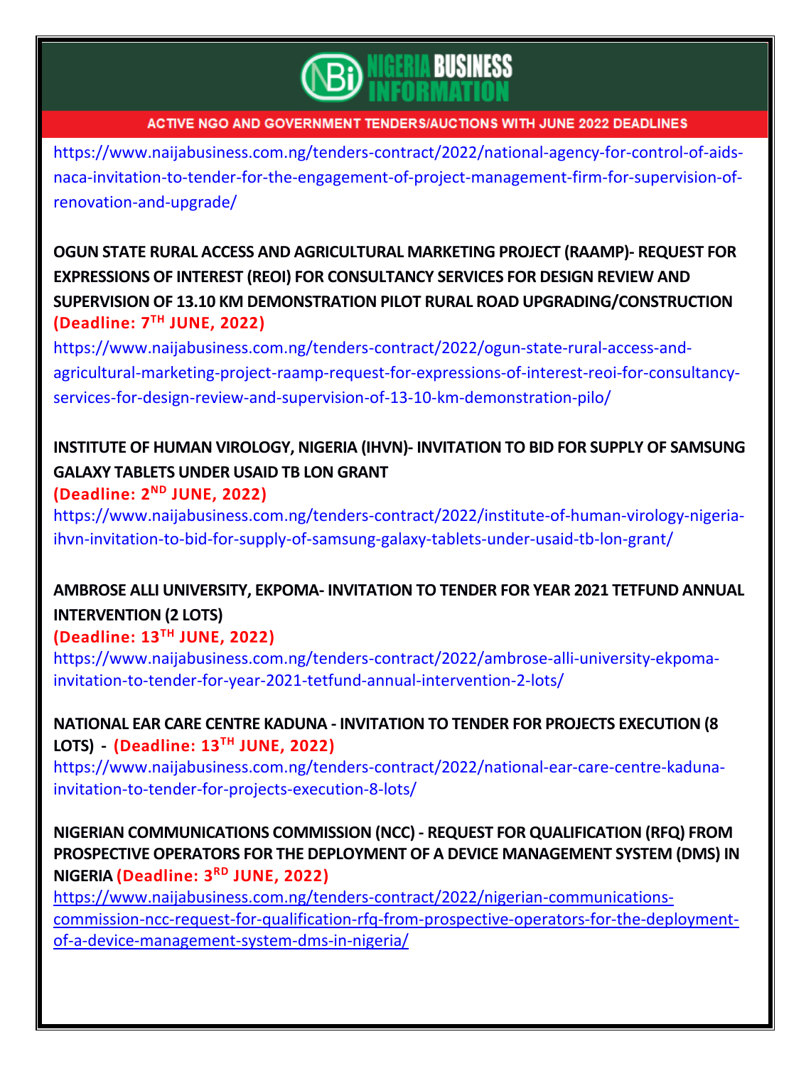https://www.naijabusiness.com.ng/tenders-contract/2022/national-agency-for-control-of-aids-naca-invitation-to-tender-for-the-engagement-of-project-management-firm-for-supervision-of-renovation-and-upgrade/

**OGUN STATE RURAL ACCESS AND AGRICULTURAL MARKETING PROJECT (RAAMP)- REQUEST FOR EXPRESSIONS OF INTEREST (REOI) FOR CONSULTANCY SERVICES FOR DESIGN REVIEW AND SUPERVISION OF 13.10 KM DEMONSTRATION PILOT RURAL ROAD UPGRADING/CONSTRUCTION (Deadline: 7TH JUNE, 2022)**

https://www.naijabusiness.com.ng/tenders-contract/2022/ogun-state-rural-access-and-agricultural-marketing-project-raamp-request-for-expressions-of-interest-reoi-for-consultancy-services-for-design-review-and-supervision-of-13-10-km-demonstration-pilo/

**INSTITUTE OF HUMAN VIROLOGY, NIGERIA (IHVN)- INVITATION TO BID FOR SUPPLY OF SAMSUNG GALAXY TABLETS UNDER USAID TB LON GRANT (Deadline: 2ND JUNE, 2022)**

https://www.naijabusiness.com.ng/tenders-contract/2022/institute-of-human-virology-nigeria-ihvn-invitation-to-bid-for-supply-of-samsung-galaxy-tablets-under-usaid-tb-lon-grant/

**AMBROSE ALLI UNIVERSITY, EKPOMA- INVITATION TO TENDER FOR YEAR 2021 TETFUND ANNUAL INTERVENTION (2 LOTS) (Deadline: 13TH JUNE, 2022)**

https://www.naijabusiness.com.ng/tenders-contract/2022/ambrose-alli-university-ekpoma-invitation-to-tender-for-year-2021-tetfund-annual-intervention-2-lots/

**NATIONAL EAR CARE CENTRE KADUNA - INVITATION TO TENDER FOR PROJECTS EXECUTION (8 LOTS) - (Deadline: 13TH JUNE, 2022)**

https://www.naijabusiness.com.ng/tenders-contract/2022/national-ear-care-centre-kaduna-invitation-to-tender-for-projects-execution-8-lots/

**NIGERIAN COMMUNICATIONS COMMISSION (NCC) - REQUEST FOR QUALIFICATION (RFQ) FROM PROSPECTIVE OPERATORS FOR THE DEPLOYMENT OF A DEVICE MANAGEMENT SYSTEM (DMS) IN NIGERIA (Deadline: 3RD JUNE, 2022)**

https://www.naijabusiness.com.ng/tenders-contract/2022/nigerian-communications-commission-ncc-request-for-qualification-rfq-from-prospective-operators-for-the-deployment-of-a-device-management-system-dms-in-nigeria/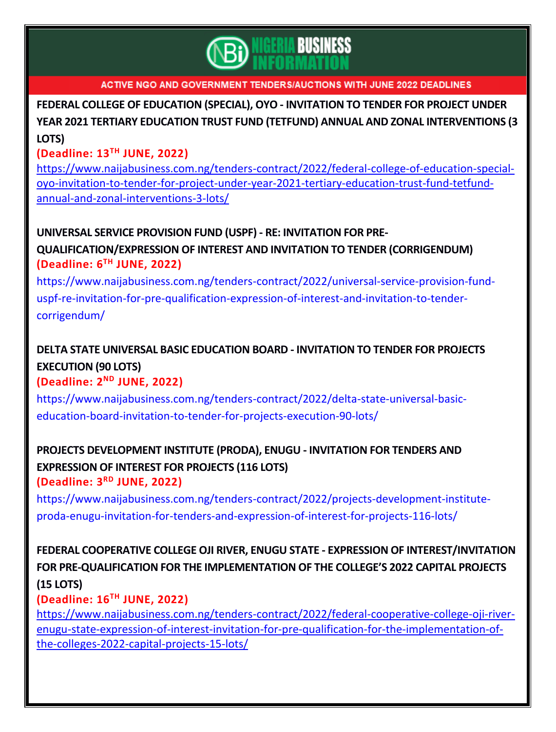**ACTIVE NGO AND GOVERNMENT TENDERS/AUCTIONS WITH JUNE 2022 DEADLINES**

**FEDERAL COLLEGE OF EDUCATION (SPECIAL), OYO - INVITATION TO TENDER FOR PROJECT UNDER YEAR 2021 TERTIARY EDUCATION TRUST FUND (TETFUND) ANNUAL AND ZONAL INTERVENTIONS (3 LOTS)**

**(Deadline: 13TH JUNE, 2022)**

https://www.naijabusiness.com.ng/tenders-contract/2022/federal-college-of-education-special-oyo-invitation-to-tender-for-project-under-year-2021-tertiary-education-trust-fund-tetfund-annual-and-zonal-interventions-3-lots/

**UNIVERSAL SERVICE PROVISION FUND (USPF) - RE: INVITATION FOR PRE-QUALIFICATION/EXPRESSION OF INTEREST AND INVITATION TO TENDER (CORRIGENDUM)**

**(Deadline: 6TH JUNE, 2022)**

https://www.naijabusiness.com.ng/tenders-contract/2022/universal-service-provision-fund-uspf-re-invitation-for-pre-qualification-expression-of-interest-and-invitation-to-tender-corrigendum/

**DELTA STATE UNIVERSAL BASIC EDUCATION BOARD - INVITATION TO TENDER FOR PROJECTS EXECUTION (90 LOTS)**

**(Deadline: 2ND JUNE, 2022)**

https://www.naijabusiness.com.ng/tenders-contract/2022/delta-state-universal-basic-education-board-invitation-to-tender-for-projects-execution-90-lots/

**PROJECTS DEVELOPMENT INSTITUTE (PRODA), ENUGU - INVITATION FOR TENDERS AND EXPRESSION OF INTEREST FOR PROJECTS (116 LOTS)**

**(Deadline: 3RD JUNE, 2022)**

https://www.naijabusiness.com.ng/tenders-contract/2022/projects-development-institute-proda-enugu-invitation-for-tenders-and-expression-of-interest-for-projects-116-lots/

**FEDERAL COOPERATIVE COLLEGE OJI RIVER, ENUGU STATE - EXPRESSION OF INTEREST/INVITATION FOR PRE-QUALIFICATION FOR THE IMPLEMENTATION OF THE COLLEGE'S 2022 CAPITAL PROJECTS (15 LOTS)**

**(Deadline: 16TH JUNE, 2022)**

https://www.naijabusiness.com.ng/tenders-contract/2022/federal-cooperative-college-oji-river-enugu-state-expression-of-interest-invitation-for-pre-qualification-for-the-implementation-of-the-colleges-2022-capital-projects-15-lots/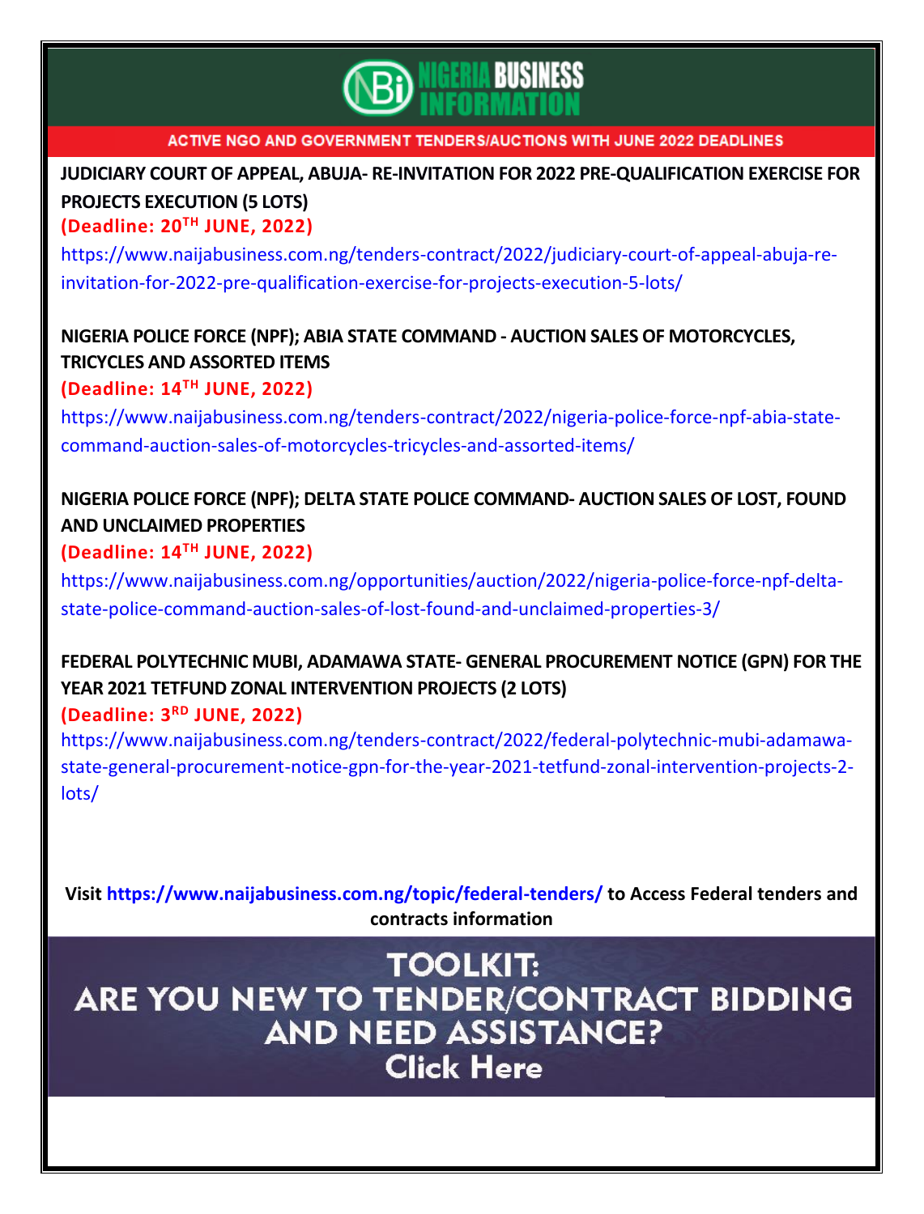NIGERIA BUSINESS INFORMATION

ACTIVE NGO AND GOVERNMENT TENDERS/AUCTIONS WITH JUNE 2022 DEADLINES

**JUDICIARY COURT OF APPEAL, ABUJA- RE-INVITATION FOR 2022 PRE-QUALIFICATION EXERCISE FOR PROJECTS EXECUTION (5 LOTS)**

**(Deadline: 20TH JUNE, 2022)**

https://www.naijabusiness.com.ng/tenders-contract/2022/judiciary-court-of-appeal-abuja-re-invitation-for-2022-pre-qualification-exercise-for-projects-execution-5-lots/

**NIGERIA POLICE FORCE (NPF); ABIA STATE COMMAND - AUCTION SALES OF MOTORCYCLES, TRICYCLES AND ASSORTED ITEMS**

**(Deadline: 14TH JUNE, 2022)**

https://www.naijabusiness.com.ng/tenders-contract/2022/nigeria-police-force-npf-abia-state-command-auction-sales-of-motorcycles-tricycles-and-assorted-items/

**NIGERIA POLICE FORCE (NPF); DELTA STATE POLICE COMMAND- AUCTION SALES OF LOST, FOUND AND UNCLAIMED PROPERTIES**

**(Deadline: 14TH JUNE, 2022)**

https://www.naijabusiness.com.ng/opportunities/auction/2022/nigeria-police-force-npf-delta-state-police-command-auction-sales-of-lost-found-and-unclaimed-properties-3/

**FEDERAL POLYTECHNIC MUBI, ADAMAWA STATE- GENERAL PROCUREMENT NOTICE (GPN) FOR THE YEAR 2021 TETFUND ZONAL INTERVENTION PROJECTS (2 LOTS)**

**(Deadline: 3RD JUNE, 2022)**

https://www.naijabusiness.com.ng/tenders-contract/2022/federal-polytechnic-mubi-adamawa-state-general-procurement-notice-gpn-for-the-year-2021-tetfund-zonal-intervention-projects-2-lots/

**Visit https://www.naijabusiness.com.ng/topic/federal-tenders/ to Access Federal tenders and contracts information**

**TOOLKIT: ARE YOU NEW TO TENDER/CONTRACT BIDDING AND NEED ASSISTANCE? Click Here**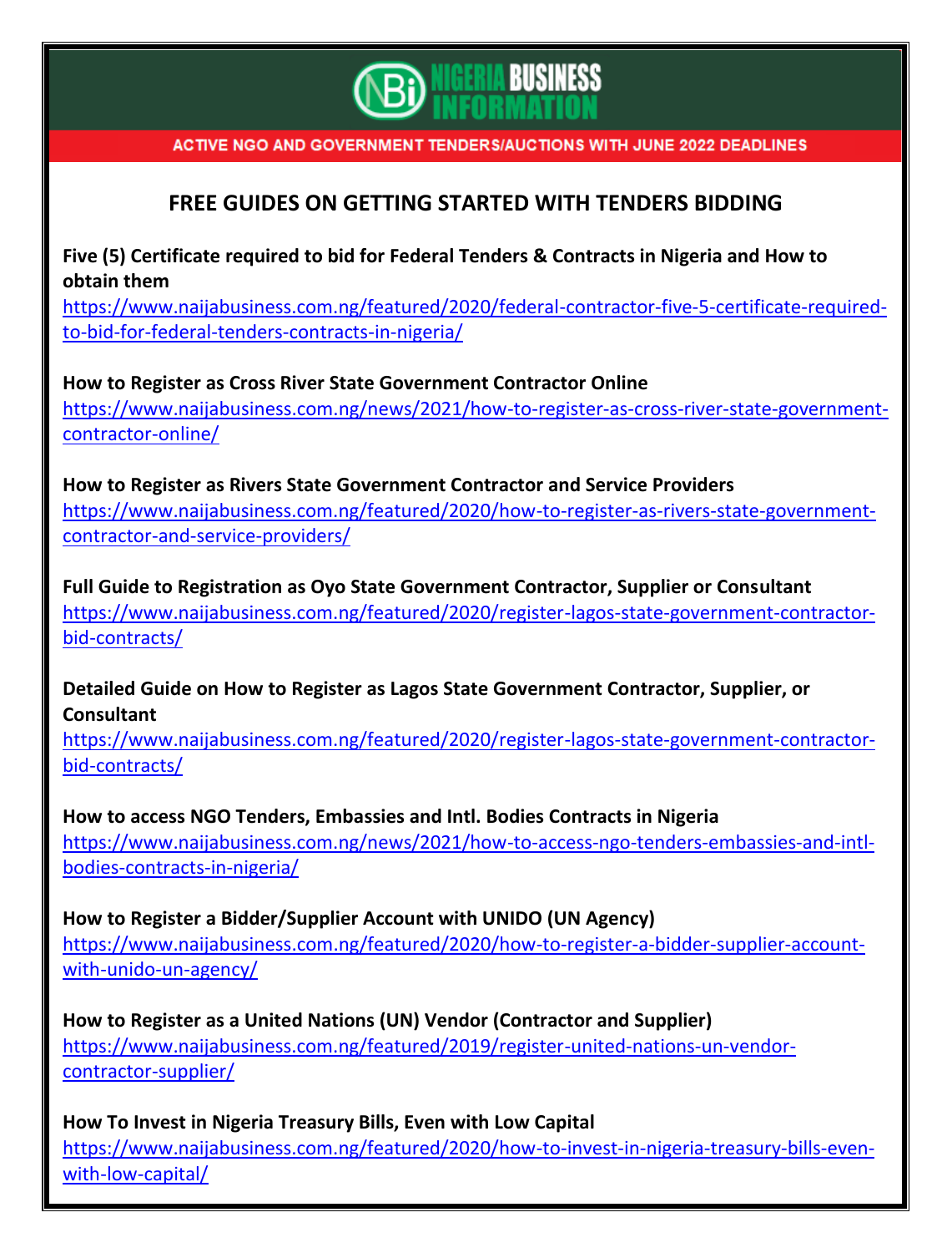ACTIVE NGO AND GOVERNMENT TENDERS/AUCTIONS WITH JUNE 2022 DEADLINES

## FREE GUIDES ON GETTING STARTED WITH TENDERS BIDDING

**Five (5) Certificate required to bid for Federal Tenders & Contracts in Nigeria and How to obtain them**
https://www.naijabusiness.com.ng/featured/2020/federal-contractor-five-5-certificate-required-to-bid-for-federal-tenders-contracts-in-nigeria/

**How to Register as Cross River State Government Contractor Online**
https://www.naijabusiness.com.ng/news/2021/how-to-register-as-cross-river-state-government-contractor-online/

**How to Register as Rivers State Government Contractor and Service Providers**
https://www.naijabusiness.com.ng/featured/2020/how-to-register-as-rivers-state-government-contractor-and-service-providers/

**Full Guide to Registration as Oyo State Government Contractor, Supplier or Consultant**
https://www.naijabusiness.com.ng/featured/2020/register-lagos-state-government-contractor-bid-contracts/

**Detailed Guide on How to Register as Lagos State Government Contractor, Supplier, or Consultant**
https://www.naijabusiness.com.ng/featured/2020/register-lagos-state-government-contractor-bid-contracts/

**How to access NGO Tenders, Embassies and Intl. Bodies Contracts in Nigeria**
https://www.naijabusiness.com.ng/news/2021/how-to-access-ngo-tenders-embassies-and-intl-bodies-contracts-in-nigeria/

**How to Register a Bidder/Supplier Account with UNIDO (UN Agency)**
https://www.naijabusiness.com.ng/featured/2020/how-to-register-a-bidder-supplier-account-with-unido-un-agency/

**How to Register as a United Nations (UN) Vendor (Contractor and Supplier)**
https://www.naijabusiness.com.ng/featured/2019/register-united-nations-un-vendor-contractor-supplier/

**How To Invest in Nigeria Treasury Bills, Even with Low Capital**
https://www.naijabusiness.com.ng/featured/2020/how-to-invest-in-nigeria-treasury-bills-even-with-low-capital/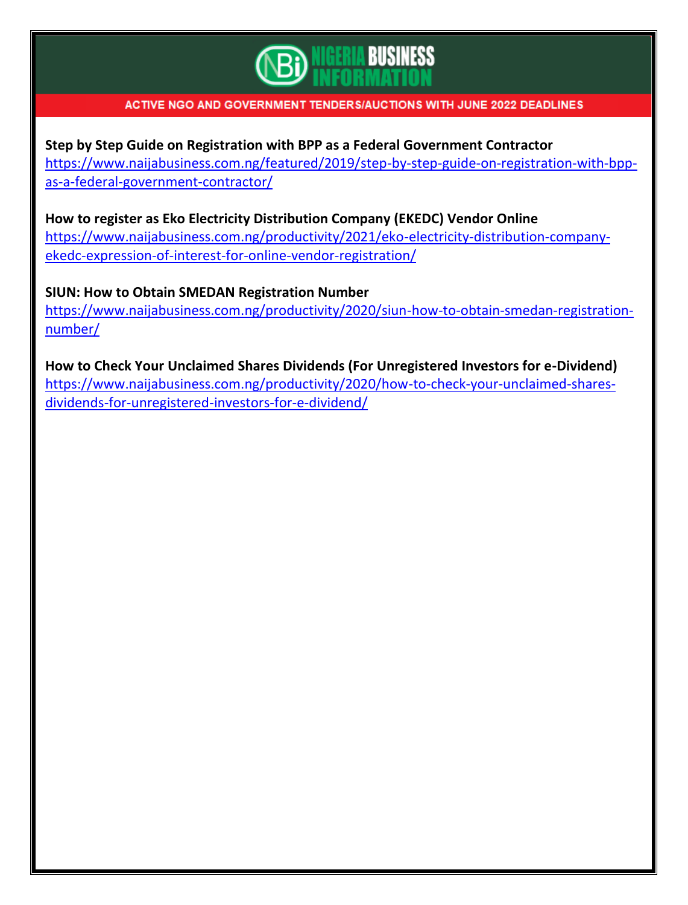**Step by Step Guide on Registration with BPP as a Federal Government Contractor**
https://www.naijabusiness.com.ng/featured/2019/step-by-step-guide-on-registration-with-bpp-as-a-federal-government-contractor/

**How to register as Eko Electricity Distribution Company (EKEDC) Vendor Online**
https://www.naijabusiness.com.ng/productivity/2021/eko-electricity-distribution-company-ekedc-expression-of-interest-for-online-vendor-registration/

**SIUN: How to Obtain SMEDAN Registration Number**
https://www.naijabusiness.com.ng/productivity/2020/siun-how-to-obtain-smedan-registration-number/

**How to Check Your Unclaimed Shares Dividends (For Unregistered Investors for e-Dividend)**
https://www.naijabusiness.com.ng/productivity/2020/how-to-check-your-unclaimed-shares-dividends-for-unregistered-investors-for-e-dividend/